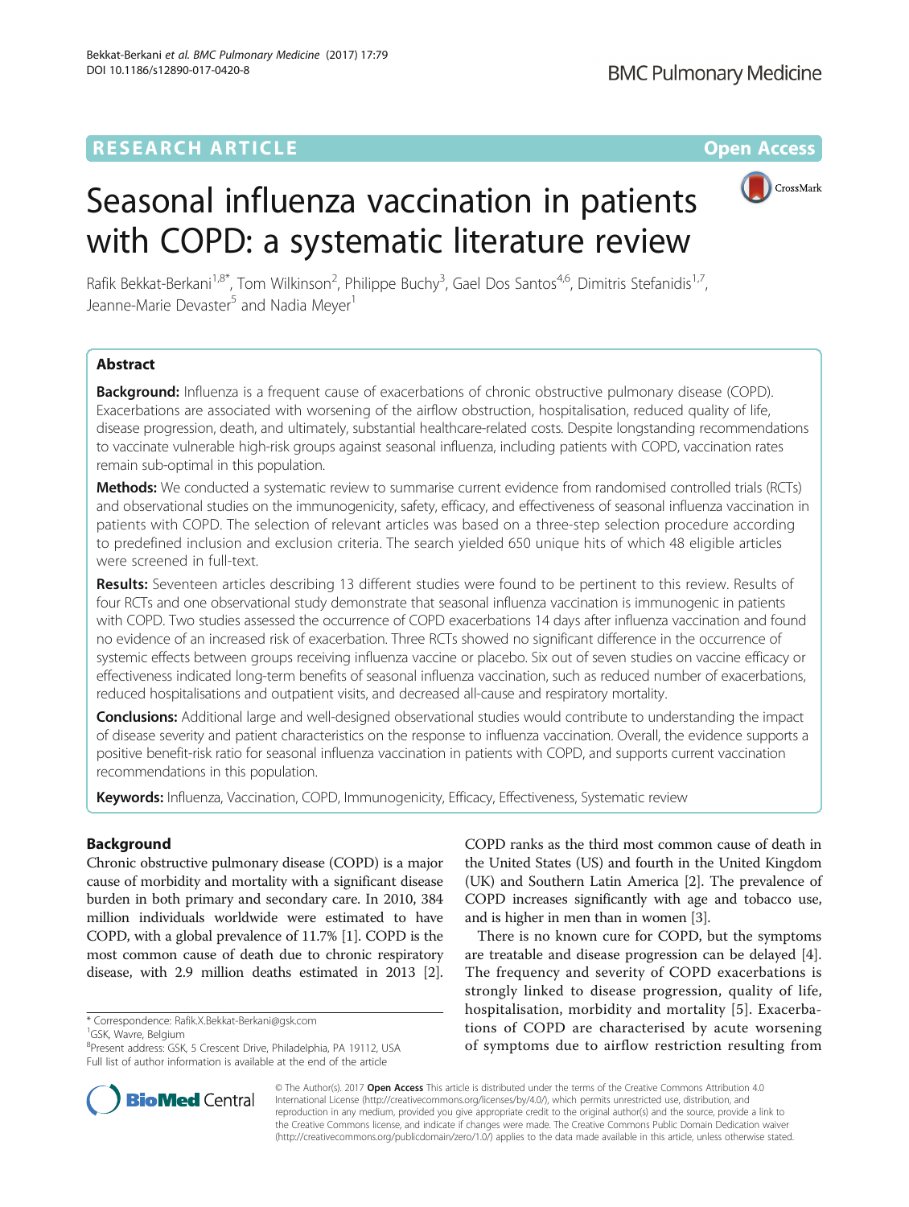RESEARCH ARTICLE

Open Access

# Seasonal influenza vaccination in patients with COPD: a systematic literature review

Rafik Bekkat-Berkani[1,8*], Tom Wilkinson[2], Philippe Buchy[3], Gael Dos Santos[4,6], Dimitris Stefanidis[1,7], Jeanne-Marie Devaster[5] and Nadia Meyer[1]

## Abstract

**Background:** Influenza is a frequent cause of exacerbations of chronic obstructive pulmonary disease (COPD). Exacerbations are associated with worsening of the airflow obstruction, hospitalisation, reduced quality of life, disease progression, death, and ultimately, substantial healthcare-related costs. Despite longstanding recommendations to vaccinate vulnerable high-risk groups against seasonal influenza, including patients with COPD, vaccination rates remain sub-optimal in this population.

**Methods:** We conducted a systematic review to summarise current evidence from randomised controlled trials (RCTs) and observational studies on the immunogenicity, safety, efficacy, and effectiveness of seasonal influenza vaccination in patients with COPD. The selection of relevant articles was based on a three-step selection procedure according to predefined inclusion and exclusion criteria. The search yielded 650 unique hits of which 48 eligible articles were screened in full-text.

**Results:** Seventeen articles describing 13 different studies were found to be pertinent to this review. Results of four RCTs and one observational study demonstrate that seasonal influenza vaccination is immunogenic in patients with COPD. Two studies assessed the occurrence of COPD exacerbations 14 days after influenza vaccination and found no evidence of an increased risk of exacerbation. Three RCTs showed no significant difference in the occurrence of systemic effects between groups receiving influenza vaccine or placebo. Six out of seven studies on vaccine efficacy or effectiveness indicated long-term benefits of seasonal influenza vaccination, such as reduced number of exacerbations, reduced hospitalisations and outpatient visits, and decreased all-cause and respiratory mortality.

**Conclusions:** Additional large and well-designed observational studies would contribute to understanding the impact of disease severity and patient characteristics on the response to influenza vaccination. Overall, the evidence supports a positive benefit-risk ratio for seasonal influenza vaccination in patients with COPD, and supports current vaccination recommendations in this population.

**Keywords:** Influenza, Vaccination, COPD, Immunogenicity, Efficacy, Effectiveness, Systematic review

## Background

Chronic obstructive pulmonary disease (COPD) is a major cause of morbidity and mortality with a significant disease burden in both primary and secondary care. In 2010, 384 million individuals worldwide were estimated to have COPD, with a global prevalence of 11.7% [1]. COPD is the most common cause of death due to chronic respiratory disease, with 2.9 million deaths estimated in 2013 [2]. COPD ranks as the third most common cause of death in the United States (US) and fourth in the United Kingdom (UK) and Southern Latin America [2]. The prevalence of COPD increases significantly with age and tobacco use, and is higher in men than in women [3].

There is no known cure for COPD, but the symptoms are treatable and disease progression can be delayed [4]. The frequency and severity of COPD exacerbations is strongly linked to disease progression, quality of life, hospitalisation, morbidity and mortality [5]. Exacerbations of COPD are characterised by acute worsening of symptoms due to airflow restriction resulting from

\* Correspondence: Rafik.X.Bekkat-Berkani@gsk.com
[1]GSK, Wavre, Belgium
[8]Present address: GSK, 5 Crescent Drive, Philadelphia, PA 19112, USA
Full list of author information is available at the end of the article

© The Author(s). 2017 **Open Access** This article is distributed under the terms of the Creative Commons Attribution 4.0 International License (http://creativecommons.org/licenses/by/4.0/), which permits unrestricted use, distribution, and reproduction in any medium, provided you give appropriate credit to the original author(s) and the source, provide a link to the Creative Commons license, and indicate if changes were made. The Creative Commons Public Domain Dedication waiver (http://creativecommons.org/publicdomain/zero/1.0/) applies to the data made available in this article, unless otherwise stated.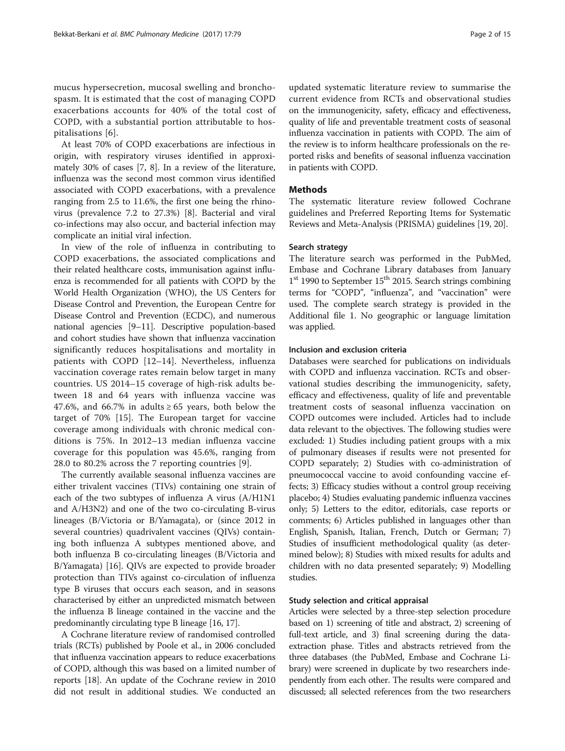mucus hypersecretion, mucosal swelling and bronchospasm. It is estimated that the cost of managing COPD exacerbations accounts for 40% of the total cost of COPD, with a substantial portion attributable to hospitalisations [6].

At least 70% of COPD exacerbations are infectious in origin, with respiratory viruses identified in approximately 30% of cases [7, 8]. In a review of the literature, influenza was the second most common virus identified associated with COPD exacerbations, with a prevalence ranging from 2.5 to 11.6%, the first one being the rhinovirus (prevalence 7.2 to 27.3%) [8]. Bacterial and viral co-infections may also occur, and bacterial infection may complicate an initial viral infection.

In view of the role of influenza in contributing to COPD exacerbations, the associated complications and their related healthcare costs, immunisation against influenza is recommended for all patients with COPD by the World Health Organization (WHO), the US Centers for Disease Control and Prevention, the European Centre for Disease Control and Prevention (ECDC), and numerous national agencies [9–11]. Descriptive population-based and cohort studies have shown that influenza vaccination significantly reduces hospitalisations and mortality in patients with COPD [12–14]. Nevertheless, influenza vaccination coverage rates remain below target in many countries. US 2014–15 coverage of high-risk adults between 18 and 64 years with influenza vaccine was 47.6%, and 66.7% in adults ≥ 65 years, both below the target of 70% [15]. The European target for vaccine coverage among individuals with chronic medical conditions is 75%. In 2012–13 median influenza vaccine coverage for this population was 45.6%, ranging from 28.0 to 80.2% across the 7 reporting countries [9].

The currently available seasonal influenza vaccines are either trivalent vaccines (TIVs) containing one strain of each of the two subtypes of influenza A virus (A/H1N1 and A/H3N2) and one of the two co-circulating B-virus lineages (B/Victoria or B/Yamagata), or (since 2012 in several countries) quadrivalent vaccines (QIVs) containing both influenza A subtypes mentioned above, and both influenza B co-circulating lineages (B/Victoria and B/Yamagata) [16]. QIVs are expected to provide broader protection than TIVs against co-circulation of influenza type B viruses that occurs each season, and in seasons characterised by either an unpredicted mismatch between the influenza B lineage contained in the vaccine and the predominantly circulating type B lineage [16, 17].

A Cochrane literature review of randomised controlled trials (RCTs) published by Poole et al., in 2006 concluded that influenza vaccination appears to reduce exacerbations of COPD, although this was based on a limited number of reports [18]. An update of the Cochrane review in 2010 did not result in additional studies. We conducted an updated systematic literature review to summarise the current evidence from RCTs and observational studies on the immunogenicity, safety, efficacy and effectiveness, quality of life and preventable treatment costs of seasonal influenza vaccination in patients with COPD. The aim of the review is to inform healthcare professionals on the reported risks and benefits of seasonal influenza vaccination in patients with COPD.

## Methods

The systematic literature review followed Cochrane guidelines and Preferred Reporting Items for Systematic Reviews and Meta-Analysis (PRISMA) guidelines [19, 20].

### Search strategy

The literature search was performed in the PubMed, Embase and Cochrane Library databases from January 1st 1990 to September 15th 2015. Search strings combining terms for "COPD", "influenza", and "vaccination" were used. The complete search strategy is provided in the Additional file 1. No geographic or language limitation was applied.

### Inclusion and exclusion criteria

Databases were searched for publications on individuals with COPD and influenza vaccination. RCTs and observational studies describing the immunogenicity, safety, efficacy and effectiveness, quality of life and preventable treatment costs of seasonal influenza vaccination on COPD outcomes were included. Articles had to include data relevant to the objectives. The following studies were excluded: 1) Studies including patient groups with a mix of pulmonary diseases if results were not presented for COPD separately; 2) Studies with co-administration of pneumococcal vaccine to avoid confounding vaccine effects; 3) Efficacy studies without a control group receiving placebo; 4) Studies evaluating pandemic influenza vaccines only; 5) Letters to the editor, editorials, case reports or comments; 6) Articles published in languages other than English, Spanish, Italian, French, Dutch or German; 7) Studies of insufficient methodological quality (as determined below); 8) Studies with mixed results for adults and children with no data presented separately; 9) Modelling studies.

### Study selection and critical appraisal

Articles were selected by a three-step selection procedure based on 1) screening of title and abstract, 2) screening of full-text article, and 3) final screening during the data-extraction phase. Titles and abstracts retrieved from the three databases (the PubMed, Embase and Cochrane Library) were screened in duplicate by two researchers independently from each other. The results were compared and discussed; all selected references from the two researchers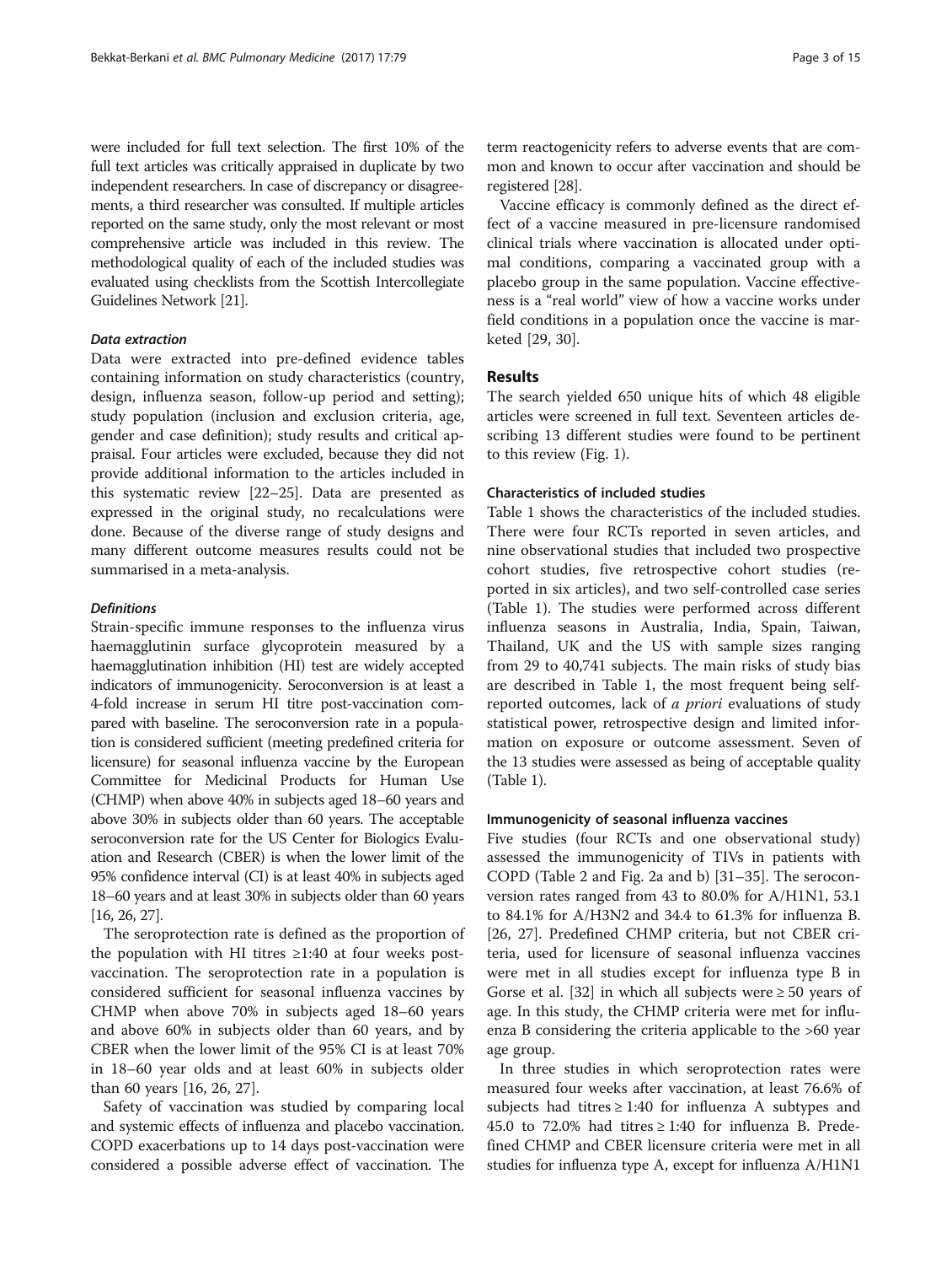were included for full text selection. The first 10% of the full text articles was critically appraised in duplicate by two independent researchers. In case of discrepancy or disagreements, a third researcher was consulted. If multiple articles reported on the same study, only the most relevant or most comprehensive article was included in this review. The methodological quality of each of the included studies was evaluated using checklists from the Scottish Intercollegiate Guidelines Network [21].

#### Data extraction

Data were extracted into pre-defined evidence tables containing information on study characteristics (country, design, influenza season, follow-up period and setting); study population (inclusion and exclusion criteria, age, gender and case definition); study results and critical appraisal. Four articles were excluded, because they did not provide additional information to the articles included in this systematic review [22–25]. Data are presented as expressed in the original study, no recalculations were done. Because of the diverse range of study designs and many different outcome measures results could not be summarised in a meta-analysis.

#### Definitions

Strain-specific immune responses to the influenza virus haemagglutinin surface glycoprotein measured by a haemagglutination inhibition (HI) test are widely accepted indicators of immunogenicity. Seroconversion is at least a 4-fold increase in serum HI titre post-vaccination compared with baseline. The seroconversion rate in a population is considered sufficient (meeting predefined criteria for licensure) for seasonal influenza vaccine by the European Committee for Medicinal Products for Human Use (CHMP) when above 40% in subjects aged 18–60 years and above 30% in subjects older than 60 years. The acceptable seroconversion rate for the US Center for Biologics Evaluation and Research (CBER) is when the lower limit of the 95% confidence interval (CI) is at least 40% in subjects aged 18–60 years and at least 30% in subjects older than 60 years [16, 26, 27].

The seroprotection rate is defined as the proportion of the population with HI titres ≥1:40 at four weeks post-vaccination. The seroprotection rate in a population is considered sufficient for seasonal influenza vaccines by CHMP when above 70% in subjects aged 18–60 years and above 60% in subjects older than 60 years, and by CBER when the lower limit of the 95% CI is at least 70% in 18–60 year olds and at least 60% in subjects older than 60 years [16, 26, 27].

Safety of vaccination was studied by comparing local and systemic effects of influenza and placebo vaccination. COPD exacerbations up to 14 days post-vaccination were considered a possible adverse effect of vaccination. The term reactogenicity refers to adverse events that are common and known to occur after vaccination and should be registered [28].

Vaccine efficacy is commonly defined as the direct effect of a vaccine measured in pre-licensure randomised clinical trials where vaccination is allocated under optimal conditions, comparing a vaccinated group with a placebo group in the same population. Vaccine effectiveness is a "real world" view of how a vaccine works under field conditions in a population once the vaccine is marketed [29, 30].

## Results

The search yielded 650 unique hits of which 48 eligible articles were screened in full text. Seventeen articles describing 13 different studies were found to be pertinent to this review (Fig. 1).

### Characteristics of included studies

Table 1 shows the characteristics of the included studies. There were four RCTs reported in seven articles, and nine observational studies that included two prospective cohort studies, five retrospective cohort studies (reported in six articles), and two self-controlled case series (Table 1). The studies were performed across different influenza seasons in Australia, India, Spain, Taiwan, Thailand, UK and the US with sample sizes ranging from 29 to 40,741 subjects. The main risks of study bias are described in Table 1, the most frequent being self-reported outcomes, lack of *a priori* evaluations of study statistical power, retrospective design and limited information on exposure or outcome assessment. Seven of the 13 studies were assessed as being of acceptable quality (Table 1).

### Immunogenicity of seasonal influenza vaccines

Five studies (four RCTs and one observational study) assessed the immunogenicity of TIVs in patients with COPD (Table 2 and Fig. 2a and b) [31–35]. The seroconversion rates ranged from 43 to 80.0% for A/H1N1, 53.1 to 84.1% for A/H3N2 and 34.4 to 61.3% for influenza B. [26, 27]. Predefined CHMP criteria, but not CBER criteria, used for licensure of seasonal influenza vaccines were met in all studies except for influenza type B in Gorse et al. [32] in which all subjects were ≥ 50 years of age. In this study, the CHMP criteria were met for influenza B considering the criteria applicable to the >60 year age group.

In three studies in which seroprotection rates were measured four weeks after vaccination, at least 76.6% of subjects had titres ≥ 1:40 for influenza A subtypes and 45.0 to 72.0% had titres ≥ 1:40 for influenza B. Predefined CHMP and CBER licensure criteria were met in all studies for influenza type A, except for influenza A/H1N1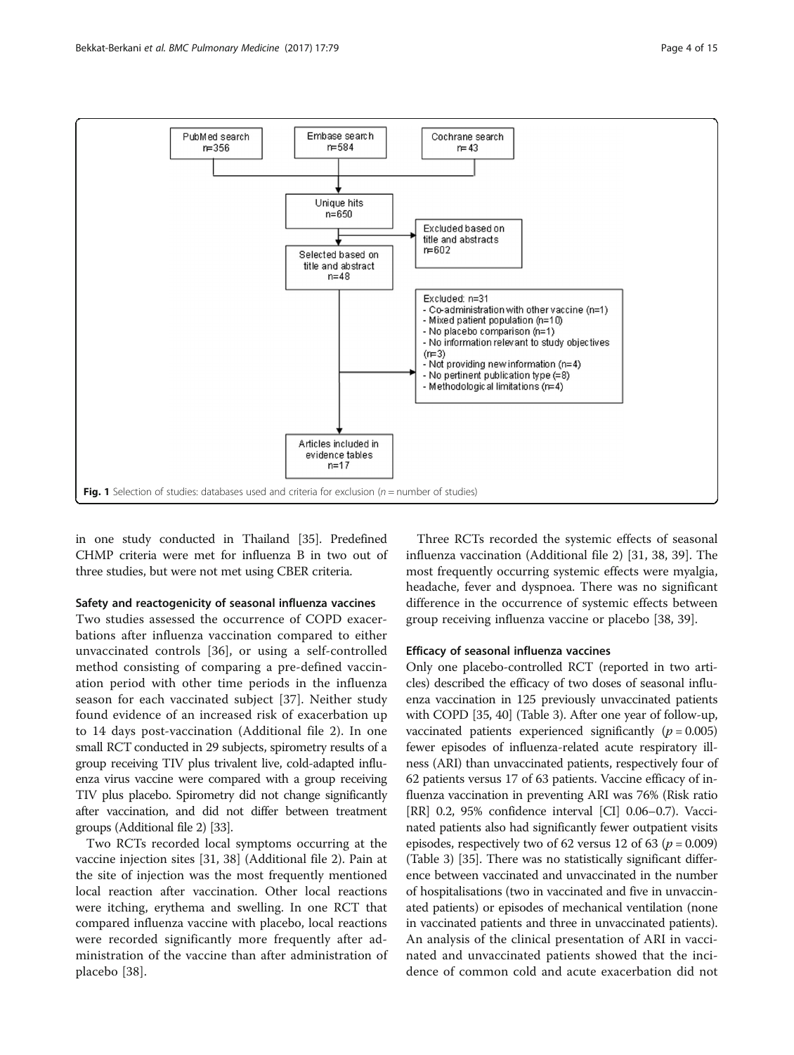PubMed search n=356

Embase search n=584

Cochrane search n=43

Unique hits n=650

Excluded based on title and abstracts n=602

Selected based on title and abstract n=48

Excluded: n=31
- Co-administration with other vaccine (n=1)
- Mixed patient population (n=10)
- No placebo comparison (n=1)
- No information relevant to study objectives (n=3)
- Not providing new information (n=4)
- No pertinent publication type (=8)
- Methodological limitations (n=4)

Articles included in evidence tables n=17

**Fig. 1** Selection of studies: databases used and criteria for exclusion (*n* = number of studies)

in one study conducted in Thailand [35]. Predefined CHMP criteria were met for influenza B in two out of three studies, but were not met using CBER criteria.

### Safety and reactogenicity of seasonal influenza vaccines

Two studies assessed the occurrence of COPD exacerbations after influenza vaccination compared to either unvaccinated controls [36], or using a self-controlled method consisting of comparing a pre-defined vaccination period with other time periods in the influenza season for each vaccinated subject [37]. Neither study found evidence of an increased risk of exacerbation up to 14 days post-vaccination (Additional file 2). In one small RCT conducted in 29 subjects, spirometry results of a group receiving TIV plus trivalent live, cold-adapted influenza virus vaccine were compared with a group receiving TIV plus placebo. Spirometry did not change significantly after vaccination, and did not differ between treatment groups (Additional file 2) [33].

Two RCTs recorded local symptoms occurring at the vaccine injection sites [31, 38] (Additional file 2). Pain at the site of injection was the most frequently mentioned local reaction after vaccination. Other local reactions were itching, erythema and swelling. In one RCT that compared influenza vaccine with placebo, local reactions were recorded significantly more frequently after administration of the vaccine than after administration of placebo [38].

Three RCTs recorded the systemic effects of seasonal influenza vaccination (Additional file 2) [31, 38, 39]. The most frequently occurring systemic effects were myalgia, headache, fever and dyspnoea. There was no significant difference in the occurrence of systemic effects between group receiving influenza vaccine or placebo [38, 39].

### Efficacy of seasonal influenza vaccines

Only one placebo-controlled RCT (reported in two articles) described the efficacy of two doses of seasonal influenza vaccination in 125 previously unvaccinated patients with COPD [35, 40] (Table 3). After one year of follow-up, vaccinated patients experienced significantly ($p = 0.005$) fewer episodes of influenza-related acute respiratory illness (ARI) than unvaccinated patients, respectively four of 62 patients versus 17 of 63 patients. Vaccine efficacy of influenza vaccination in preventing ARI was 76% (Risk ratio [RR] 0.2, 95% confidence interval [CI] 0.06–0.7). Vaccinated patients also had significantly fewer outpatient visits episodes, respectively two of 62 versus 12 of 63 ($p = 0.009$) (Table 3) [35]. There was no statistically significant difference between vaccinated and unvaccinated in the number of hospitalisations (two in vaccinated and five in unvaccinated patients) or episodes of mechanical ventilation (none in vaccinated patients and three in unvaccinated patients). An analysis of the clinical presentation of ARI in vaccinated and unvaccinated patients showed that the incidence of common cold and acute exacerbation did not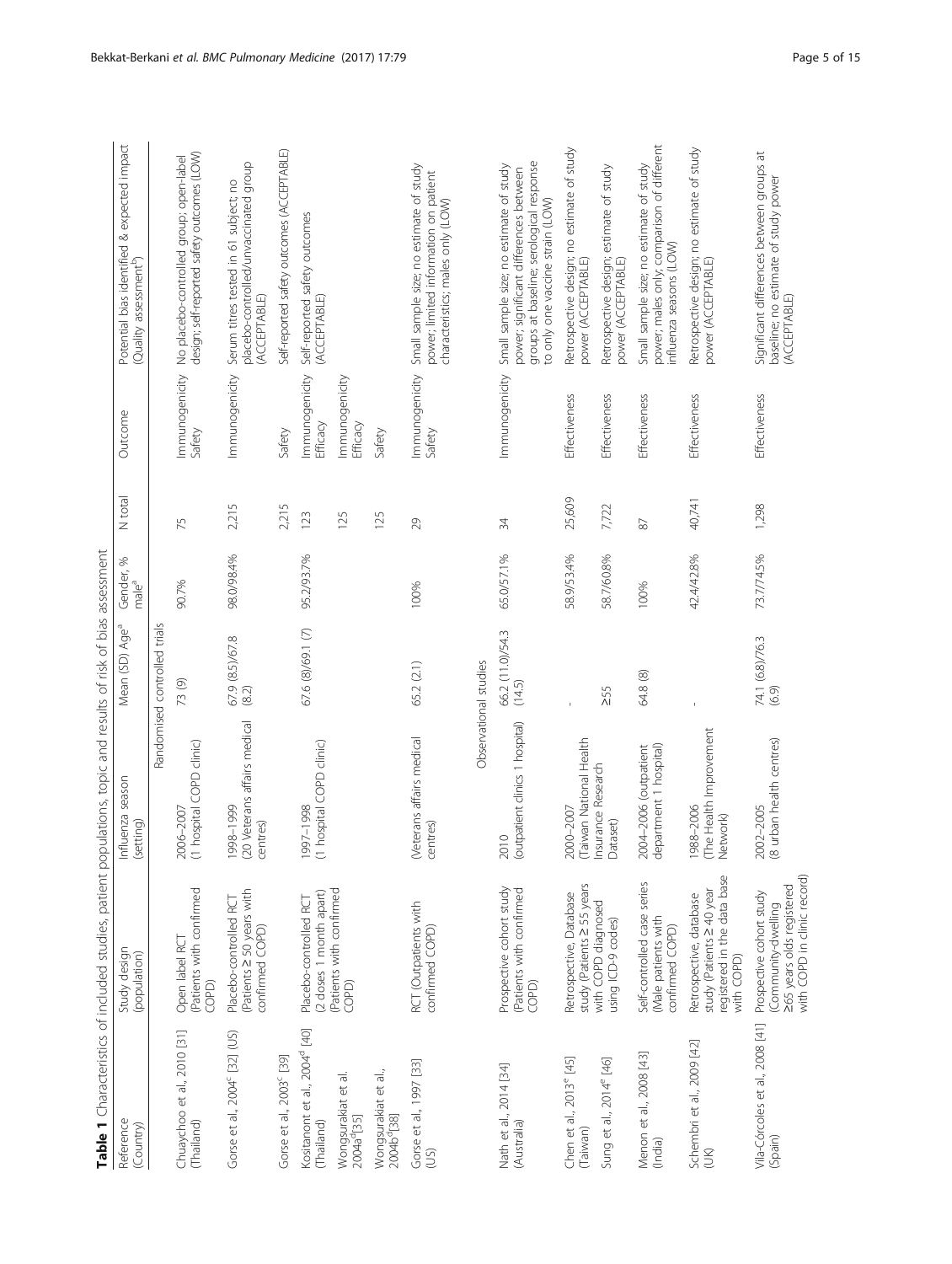**Table 1** Characteristics of included studies, patient populations, topic and results of risk of bias assessment

| Reference (Country) | Study design (population) | Influenza season (setting) | Mean (SD) Age[a] | Gender, % male[a] | N total | Outcome | Potential bias identified & expected impact (Quality assessment[b]) |
|---|---|---|---|---|---|---|---|
| Randomised controlled trials | | | | | | | |
| Chuaychoo et al., 2010 [31] (Thailand) | Open label RCT (Patients with confirmed COPD) | 2006–2007 (1 hospital COPD clinic) | 73 (9) | 90.7% | 75 | Immunogenicity Safety | No placebo-controlled group; open-label design; self-reported safety outcomes (LOW) |
| Gorse et al., 2004[c] [32] (US) | Placebo-controlled RCT (Patients ≥ 50 years with confirmed COPD) | 1998–1999 (20 Veterans affairs medical centres) | 67.9 (8.5)/67.8 (8.2) | 98.0/98.4% | 2,215 | Immunogenicity | Serum titres tested in 61 subject; no placebo-controlled/unvaccinated group (ACCEPTABLE) |
| Gorse et al., 2003[c] [39] | | | | | 2,215 | Safety | Self-reported safety outcomes (ACCEPTABLE) |
| Kositanont et al., 2004[d] [40] (Thailand) | Placebo-controlled RCT (2 doses 1 month apart) (Patients with confirmed COPD) | 1997–1998 (1 hospital COPD clinic) | 67.6 (8)/69.1 (7) | 95.2/93.7% | 123 | Immunogenicity Efficacy | Self-reported safety outcomes (ACCEPTABLE) |
| Wongsurakiat et al. 2004a[d] [35] | | | | | 125 | Immunogenicity Efficacy | |
| Wongsurakiat et al., 2004b[d] [38] | | | | | 125 | Safety | |
| Gorse et al., 1997 [33] (US) | RCT (Outpatients with confirmed COPD) | (Veterans affairs medical centres) | 65.2 (2.1) | 100% | 29 | Immunogenicity Safety | Small sample size; no estimate of study power; limited information on patient characteristics; males only (LOW) |
| Observational studies | | | | | | | |
| Nath et al., 2014 [34] (Australia) | Prospective cohort study (Patients with confirmed COPD) | 2010 (outpatient clinics 1 hospital) | 66.2 (11.0)/54.3 (14.5) | 65.0/57.1% | 34 | Immunogenicity | Small sample size; no estimate of study power; significant differences between groups at baseline; serological response to only one vaccine strain (LOW) |
| Chen et al., 2013[e] [45] (Taiwan) | Retrospective, Database study (Patients ≥ 55 years with COPD diagnosed using ICD-9 codes) | 2000–2007 (Taiwan National Health Insurance Research Dataset) | - | 58.9/53.4% | 25,609 | Effectiveness | Retrospective design; no estimate of study power (ACCEPTABLE) |
| Sung et al., 2014[e] [46] | | | ≥55 | 58.7/60.8% | 7,722 | Effectiveness | Retrospective design; estimate of study power (ACCEPTABLE) |
| Menon et al., 2008 [43] (India) | Self-controlled case series (Male patients with confirmed COPD) | 2004–2006 (outpatient department 1 hospital) | 64.8 (8) | 100% | 87 | Effectiveness | Small sample size; no estimate of study power; males only; comparison of different influenza seasons (LOW) |
| Schembri et al., 2009 [42] (UK) | Retrospective, database study (Patients ≥ 40 year registered in the data base with COPD) | 1988–2006 (The Health Improvement Network) | - | 42.4/42.8% | 40,741 | Effectiveness | Retrospective design; no estimate of study power (ACCEPTABLE) |
| Vila-Córcoles et al., 2008 [41] (Spain) | Prospective cohort study (Community-dwelling ≥65 years olds registered with COPD in clinic record) | 2002–2005 (8 urban health centres) | 74.1 (6.8)/76.3 (6.9) | 73.7/74.5% | 1,298 | Effectiveness | Significant differences between groups at baseline; no estimate of study power (ACCEPTABLE) |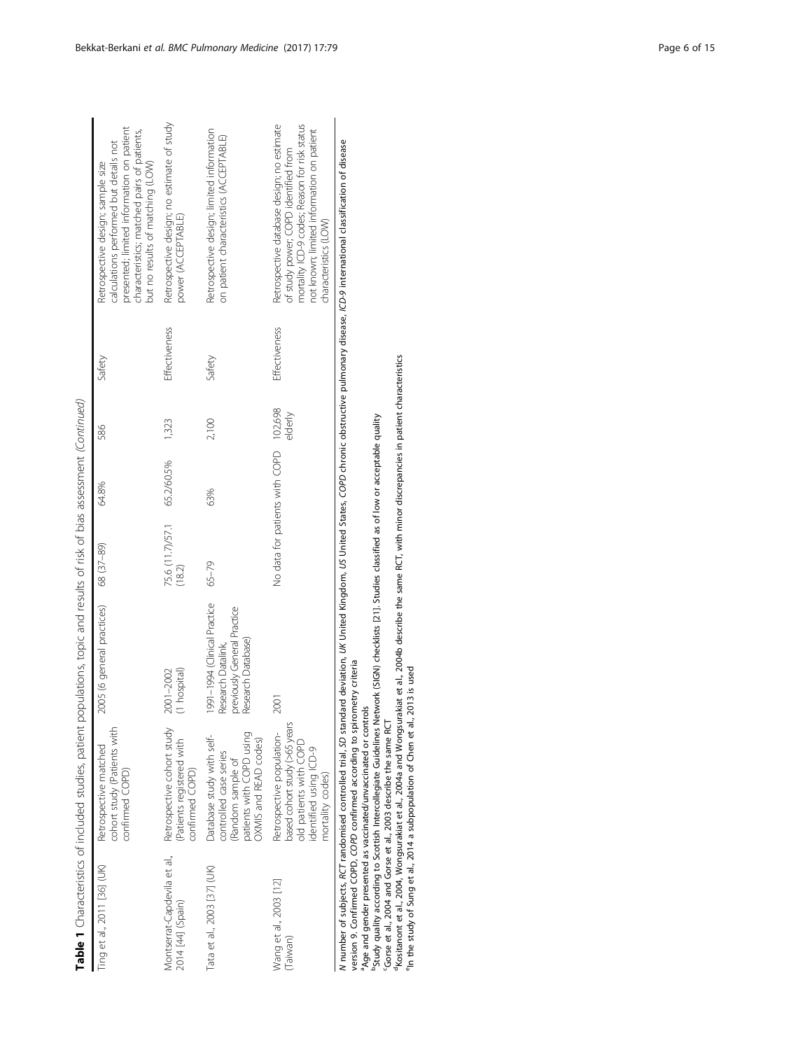**Table 1** Characteristics of included studies, patient populations, topic and results of risk of bias assessment *(Continued)*

| | | | | | | | |
|---|---|---|---|---|---|---|---|
| Ting et al., 2011 [36] (UK) | Retrospective matched cohort study (Patients with confirmed COPD) | 2005 (6 general practices) | 68 (37–89) | 64.8% | 586 | Safety | Retrospective design; sample size calculations performed but details not presented; limited information on patient characteristics; matched pairs of patients, but no results of matching (LOW) |
| Montserrat-Capdevila et al., 2014 [44] (Spain) | Retrospective cohort study (Patients registered with confirmed COPD) | 2001–2002 (1 hospital) | 75.6 (11.7)/57.1 (18.2) | 65.2/60.5% | 1,323 | Effectiveness | Retrospective design; no estimate of study power (ACCEPTABLE) |
| Tata et al., 2003 [37] (UK) | Database study with self-controlled case series (Random sample of patients with COPD using OXMIS and READ codes) | 1991–1994 (Clinical Practice Research Datalink, previously General Practice Research Database) | 65–79 | 63% | 2,100 | Safety | Retrospective design; limited information on patient characteristics (ACCEPTABLE) |
| Wang et al., 2003 [12] (Taiwan) | Retrospective population-based cohort study (>65 years old patients with COPD identified using ICD-9 mortality codes) | 2001 | No data for patients with COPD | | 102,698 elderly | Effectiveness | Retrospective database design; no estimate of study power; COPD identified from mortality ICD-9 codes; Reason for risk status not known; limited information on patient characteristics (LOW) |

*N* number of subjects, *RCT* randomised controlled trial, *SD* standard deviation, *UK* United Kingdom, *US* United States, *COPD* chronic obstructive pulmonary disease, *ICD-9* international classification of disease version 9. Confirmed COPD, *COPD* confirmed according to spirometry criteria

[a]Age and gender presented as vaccinated/unvaccinated or controls

[b]Study quality according to Scottish Intercollegiate Guidelines Network (SIGN) checklists [21]. Studies classified as of low or acceptable quality

[c]Gorse et al., 2004 and Gorse et al., 2003 describe the same RCT

[d]Kositanont et al., 2004, Wongsurakiat et al., 2004a and Wongsurakiat et al., 2004b describe the same RCT, with minor discrepancies in patient characteristics

[e]In the study of Sung et al., 2014 a subpopulation of Chen et al., 2013 is used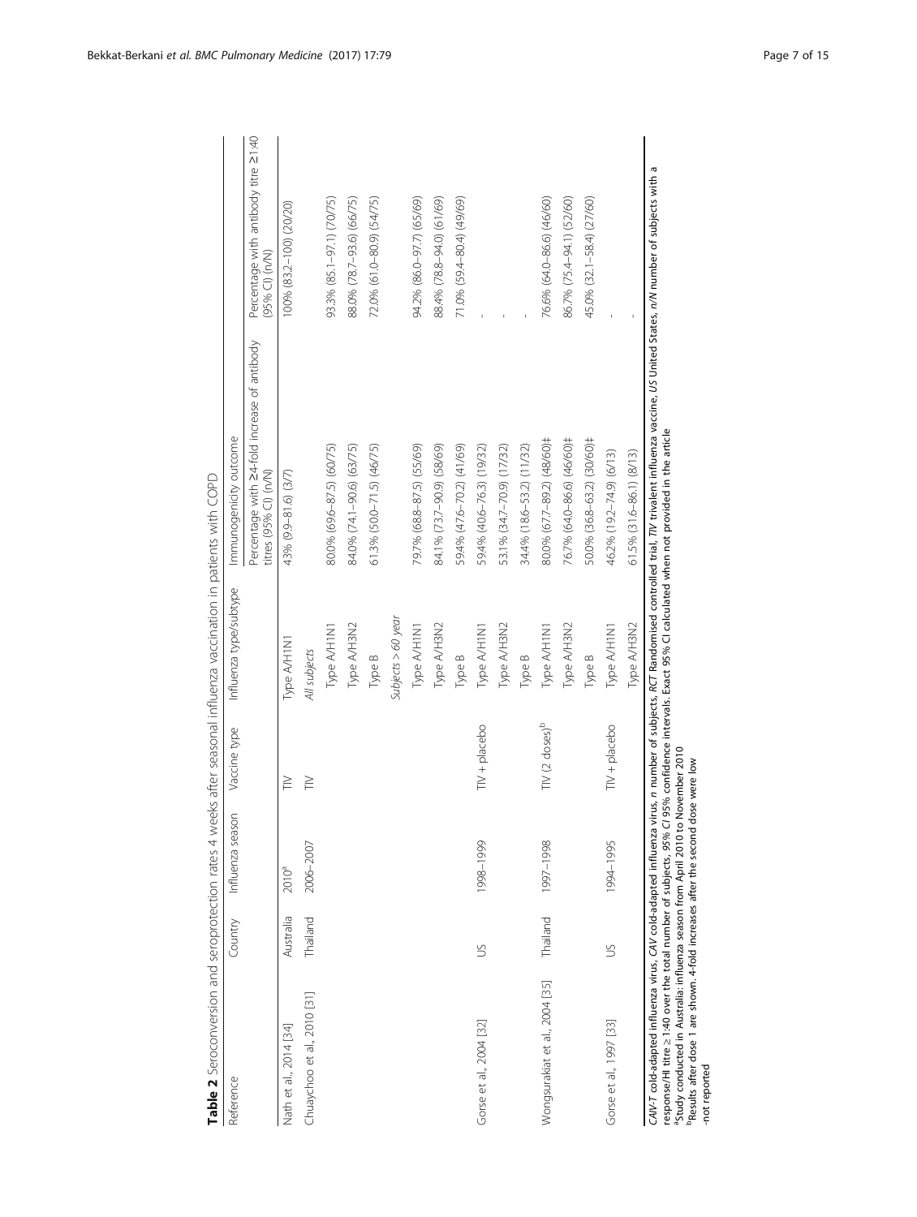**Table 2** Seroconversion and seroprotection rates 4 weeks after seasonal influenza vaccination in patients with COPD

| Reference | Country | Influenza season | Vaccine type | Influenza type/subtype | Immunogenicity outcome | |
|---|---|---|---|---|---|---|
| | | | | | Percentage with ≥4-fold increase of antibody titres (95% CI) (n/N) | Percentage with antibody titre ≥1:40 (95% CI) (n/N) |
| Nath et al., 2014 [34] | Australia | 2010[a] | TIV | Type A/H1N1 | 43% (9.9–81.6) (3/7) | 100% (83.2–100) (20/20) |
| Chuaychoo et al., 2010 [31] | Thailand | 2006–2007 | TIV | *All subjects* | | |
| | | | | Type A/H1N1 | 80.0% (69.6–87.5) (60/75) | 93.3% (85.1–97.1) (70/75) |
| | | | | Type A/H3N2 | 84.0% (74.1–90.6) (63/75) | 88.0% (78.7–93.6) (66/75) |
| | | | | Type B | 61.3% (50.0–71.5) (46/75) | 72.0% (61.0–80.9) (54/75) |
| | | | | *Subjects > 60 year* | | |
| | | | | Type A/H1N1 | 79.7% (68.8–87.5) (55/69) | 94.2% (86.0–97.7) (65/69) |
| | | | | Type A/H3N2 | 84.1% (73.7–90.9) (58/69) | 88.4% (78.8–94.0) (61/69) |
| | | | | Type B | 59.4% (47.6–70.2) (41/69) | 71.0% (59.4–80.4) (49/69) |
| Gorse et al., 2004 [32] | US | 1998–1999 | TIV + placebo | Type A/H1N1 | 59.4% (40.6–76.3) (19/32) | - |
| | | | | Type A/H3N2 | 53.1% (34.7–70.9) (17/32) | - |
| | | | | Type B | 34.4% (18.6–53.2) (11/32) | - |
| Wongsurakiat et al., 2004 [35] | Thailand | 1997–1998 | TIV (2 doses)[b] | Type A/H1N1 | 80.0% (67.7–89.2) (48/60)‡ | 76.6% (64.0–86.6) (46/60) |
| | | | | Type A/H3N2 | 76.7% (64.0–86.6) (46/60)‡ | 86.7% (75.4–94.1) (52/60) |
| | | | | Type B | 50.0% (36.8–63.2) (30/60)‡ | 45.0% (32.1–58.4) (27/60) |
| Gorse et al., 1997 [33] | US | 1994–1995 | TIV + placebo | Type A/H1N1 | 46.2% (19.2–74.9) (6/13) | - |
| | | | | Type A/H3N2 | 61.5% (31.6–86.1) (8/13) | - |

*CAIV-T* cold-adapted influenza virus, *CAV* cold-adapted influenza virus, *n* number of subjects, *RCT* Randomised controlled trial, *TIV* trivalent influenza vaccine, *US* United States, *n/N* number of subjects with a response/HI titre ≥ 1:40 over the total number of subjects, *95% CI* 95% confidence intervals. Exact 95% CI calculated when not provided in the article

[a]Study conducted in Australia: influenza season from April 2010 to November 2010

[b]Results after dose 1 are shown. 4-fold increases after the second dose were low

-not reported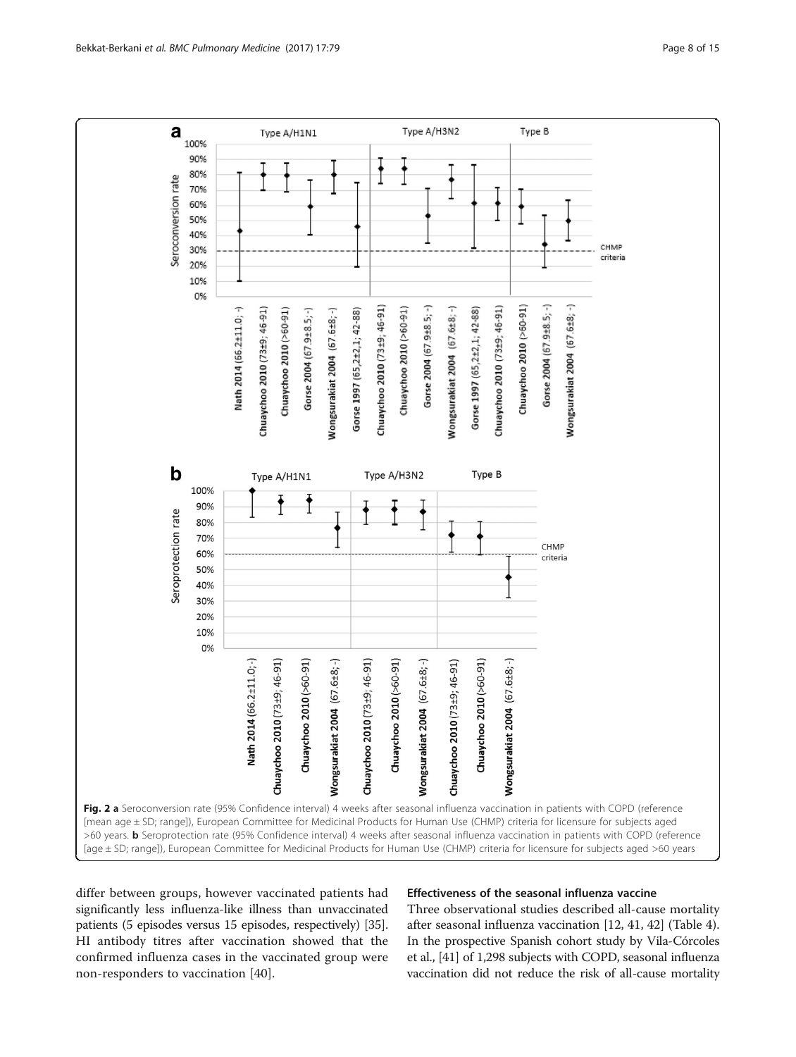Fig. 2 **a** Seroconversion rate (95% Confidence interval) 4 weeks after seasonal influenza vaccination in patients with COPD (reference [mean age ± SD; range]), European Committee for Medicinal Products for Human Use (CHMP) criteria for licensure for subjects aged >60 years. **b** Seroprotection rate (95% Confidence interval) 4 weeks after seasonal influenza vaccination in patients with COPD (reference [age ± SD; range]), European Committee for Medicinal Products for Human Use (CHMP) criteria for licensure for subjects aged >60 years

differ between groups, however vaccinated patients had significantly less influenza-like illness than unvaccinated patients (5 episodes versus 15 episodes, respectively) [35]. HI antibody titres after vaccination showed that the confirmed influenza cases in the vaccinated group were non-responders to vaccination [40].

#### Effectiveness of the seasonal influenza vaccine

Three observational studies described all-cause mortality after seasonal influenza vaccination [12, 41, 42] (Table 4). In the prospective Spanish cohort study by Vila-Córcoles et al., [41] of 1,298 subjects with COPD, seasonal influenza vaccination did not reduce the risk of all-cause mortality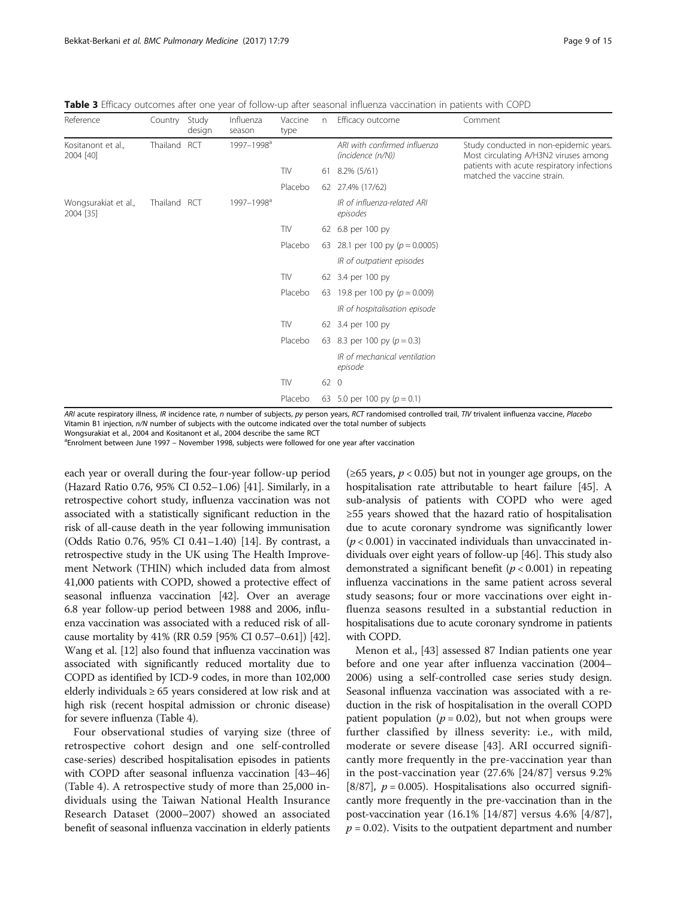**Table 3** Efficacy outcomes after one year of follow-up after seasonal influenza vaccination in patients with COPD

| Reference | Country | Study design | Influenza season | Vaccine type | n | Efficacy outcome | Comment |
|---|---|---|---|---|---|---|---|
| Kositanont et al., 2004 [40] | Thailand | RCT | 1997–1998[a] | | | *ARI with confirmed influenza (incidence (n/N))* | Study conducted in non-epidemic years. Most circulating A/H3N2 viruses among patients with acute respiratory infections matched the vaccine strain. |
| | | | | TIV | 61 | 8.2% (5/61) | |
| | | | | Placebo | 62 | 27.4% (17/62) | |
| Wongsurakiat et al., 2004 [35] | Thailand | RCT | 1997–1998[a] | | | *IR of influenza-related ARI episodes* | |
| | | | | TIV | 62 | 6.8 per 100 py | |
| | | | | Placebo | 63 | 28.1 per 100 py ($p = 0.0005$) | |
| | | | | | | *IR of outpatient episodes* | |
| | | | | TIV | 62 | 3.4 per 100 py | |
| | | | | Placebo | 63 | 19.8 per 100 py ($p = 0.009$) | |
| | | | | | | *IR of hospitalisation episode* | |
| | | | | TIV | 62 | 3.4 per 100 py | |
| | | | | Placebo | 63 | 8.3 per 100 py ($p = 0.3$) | |
| | | | | | | *IR of mechanical ventilation episode* | |
| | | | | TIV | 62 | 0 | |
| | | | | Placebo | 63 | 5.0 per 100 py ($p = 0.1$) | |

*ARI* acute respiratory illness, *IR* incidence rate, *n* number of subjects, *py* person years, *RCT* randomised controlled trail, *TIV* trivalent iinfluenza vaccine, *Placebo* Vitamin B1 injection, *n/N* number of subjects with the outcome indicated over the total number of subjects

Wongsurakiat et al., 2004 and Kositanont et al., 2004 describe the same RCT

[a]Enrolment between June 1997 – November 1998, subjects were followed for one year after vaccination

each year or overall during the four-year follow-up period (Hazard Ratio 0.76, 95% CI 0.52–1.06) [41]. Similarly, in a retrospective cohort study, influenza vaccination was not associated with a statistically significant reduction in the risk of all-cause death in the year following immunisation (Odds Ratio 0.76, 95% CI 0.41–1.40) [14]. By contrast, a retrospective study in the UK using The Health Improvement Network (THIN) which included data from almost 41,000 patients with COPD, showed a protective effect of seasonal influenza vaccination [42]. Over an average 6.8 year follow-up period between 1988 and 2006, influenza vaccination was associated with a reduced risk of all-cause mortality by 41% (RR 0.59 [95% CI 0.57–0.61]) [42]. Wang et al. [12] also found that influenza vaccination was associated with significantly reduced mortality due to COPD as identified by ICD-9 codes, in more than 102,000 elderly individuals ≥ 65 years considered at low risk and at high risk (recent hospital admission or chronic disease) for severe influenza (Table 4).

Four observational studies of varying size (three of retrospective cohort design and one self-controlled case-series) described hospitalisation episodes in patients with COPD after seasonal influenza vaccination [43–46] (Table 4). A retrospective study of more than 25,000 individuals using the Taiwan National Health Insurance Research Dataset (2000–2007) showed an associated benefit of seasonal influenza vaccination in elderly patients (≥65 years, $p < 0.05$) but not in younger age groups, on the hospitalisation rate attributable to heart failure [45]. A sub-analysis of patients with COPD who were aged ≥55 years showed that the hazard ratio of hospitalisation due to acute coronary syndrome was significantly lower ($p < 0.001$) in vaccinated individuals than unvaccinated individuals over eight years of follow-up [46]. This study also demonstrated a significant benefit ($p < 0.001$) in repeating influenza vaccinations in the same patient across several study seasons; four or more vaccinations over eight influenza seasons resulted in a substantial reduction in hospitalisations due to acute coronary syndrome in patients with COPD.

Menon et al., [43] assessed 87 Indian patients one year before and one year after influenza vaccination (2004–2006) using a self-controlled case series study design. Seasonal influenza vaccination was associated with a reduction in the risk of hospitalisation in the overall COPD patient population ($p = 0.02$), but not when groups were further classified by illness severity: i.e., with mild, moderate or severe disease [43]. ARI occurred significantly more frequently in the pre-vaccination year than in the post-vaccination year (27.6% [24/87] versus 9.2% [8/87], $p = 0.005$). Hospitalisations also occurred significantly more frequently in the pre-vaccination than in the post-vaccination year (16.1% [14/87] versus 4.6% [4/87], $p = 0.02$). Visits to the outpatient department and number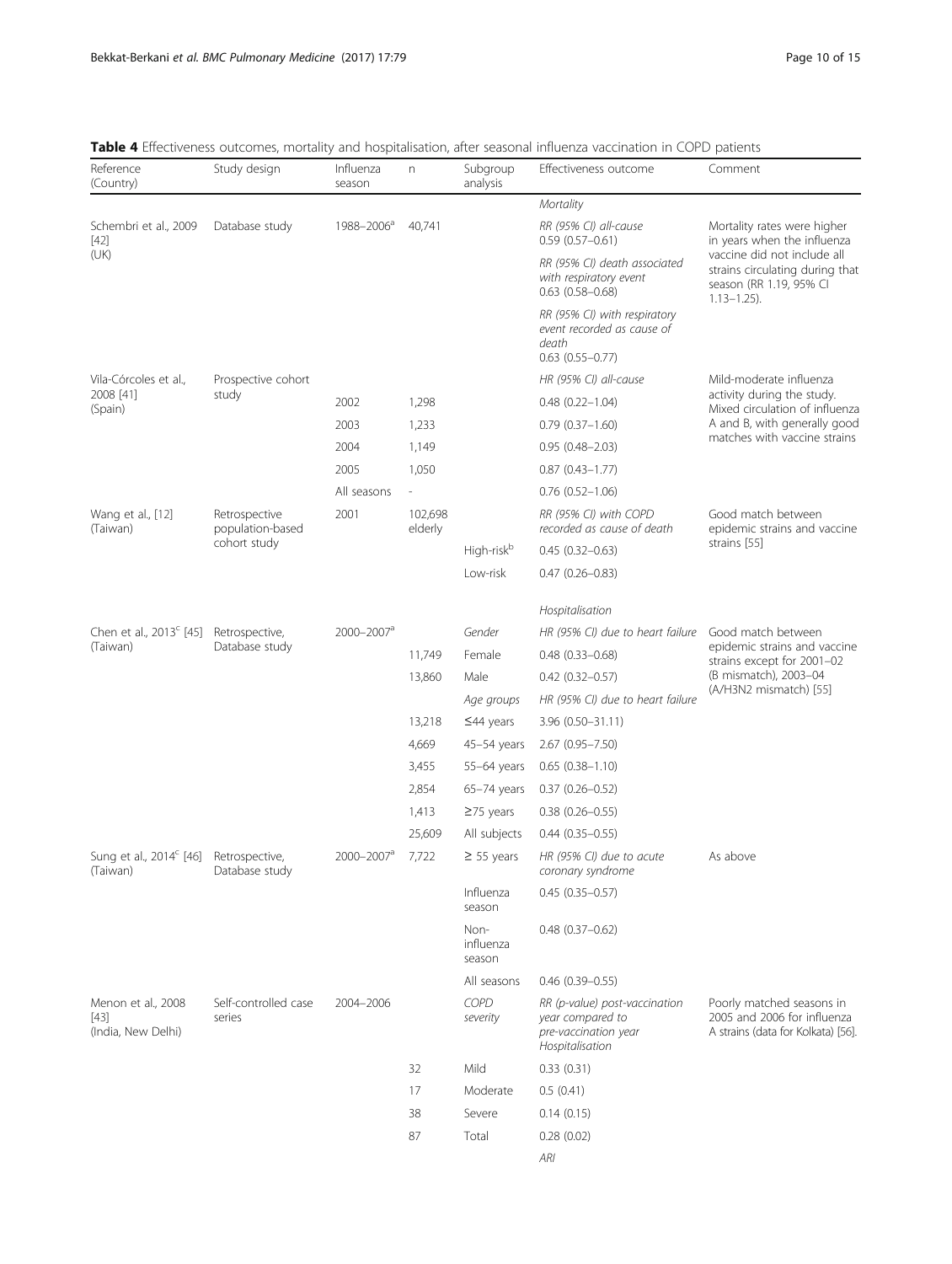**Table 4** Effectiveness outcomes, mortality and hospitalisation, after seasonal influenza vaccination in COPD patients

| Reference (Country) | Study design | Influenza season | n | Subgroup analysis | Effectiveness outcome | Comment |
|---|---|---|---|---|---|---|
| | | | | | *Mortality* | |
| Schembri et al., 2009 [42] (UK) | Database study | 1988–2006[a] | 40,741 | | *RR (95% CI) all-cause* 0.59 (0.57–0.61) | Mortality rates were higher in years when the influenza vaccine did not include all strains circulating during that season (RR 1.19, 95% CI 1.13–1.25). |
| | | | | | *RR (95% CI) death associated with respiratory event* 0.63 (0.58–0.68) | |
| | | | | | *RR (95% CI) with respiratory event recorded as cause of death* 0.63 (0.55–0.77) | |
| Vila-Córcoles et al., 2008 [41] (Spain) | Prospective cohort study | | | | *HR (95% CI) all-cause* | Mild-moderate influenza activity during the study. Mixed circulation of influenza A and B, with generally good matches with vaccine strains |
| | | 2002 | 1,298 | | 0.48 (0.22–1.04) | |
| | | 2003 | 1,233 | | 0.79 (0.37–1.60) | |
| | | 2004 | 1,149 | | 0.95 (0.48–2.03) | |
| | | 2005 | 1,050 | | 0.87 (0.43–1.77) | |
| | | All seasons | - | | 0.76 (0.52–1.06) | |
| Wang et al., [12] (Taiwan) | Retrospective population-based cohort study | 2001 | 102,698 elderly | | *RR (95% CI) with COPD recorded as cause of death* | Good match between epidemic strains and vaccine strains [55] |
| | | | | High-risk[b] | 0.45 (0.32–0.63) | |
| | | | | Low-risk | 0.47 (0.26–0.83) | |
| | | | | | *Hospitalisation* | |
| Chen et al., 2013[c] [45] (Taiwan) | Retrospective, Database study | 2000–2007[a] | | *Gender* | *HR (95% CI) due to heart failure* | Good match between epidemic strains and vaccine strains except for 2001–02 (B mismatch), 2003–04 (A/H3N2 mismatch) [55] |
| | | | 11,749 | Female | 0.48 (0.33–0.68) | |
| | | | 13,860 | Male | 0.42 (0.32–0.57) | |
| | | | | *Age groups* | *HR (95% CI) due to heart failure* | |
| | | | 13,218 | ≤44 years | 3.96 (0.50–31.11) | |
| | | | 4,669 | 45–54 years | 2.67 (0.95–7.50) | |
| | | | 3,455 | 55–64 years | 0.65 (0.38–1.10) | |
| | | | 2,854 | 65–74 years | 0.37 (0.26–0.52) | |
| | | | 1,413 | ≥75 years | 0.38 (0.26–0.55) | |
| | | | 25,609 | All subjects | 0.44 (0.35–0.55) | |
| Sung et al., 2014[c] [46] (Taiwan) | Retrospective, Database study | 2000–2007[a] | 7,722 | ≥ 55 years | *HR (95% CI) due to acute coronary syndrome* | As above |
| | | | | Influenza season | 0.45 (0.35–0.57) | |
| | | | | Non-influenza season | 0.48 (0.37–0.62) | |
| | | | | All seasons | 0.46 (0.39–0.55) | |
| Menon et al., 2008 [43] (India, New Delhi) | Self-controlled case series | 2004–2006 | | *COPD severity* | *RR (p-value) post-vaccination year compared to pre-vaccination year Hospitalisation* | Poorly matched seasons in 2005 and 2006 for influenza A strains (data for Kolkata) [56]. |
| | | | 32 | Mild | 0.33 (0.31) | |
| | | | 17 | Moderate | 0.5 (0.41) | |
| | | | 38 | Severe | 0.14 (0.15) | |
| | | | 87 | Total | 0.28 (0.02) | |
| | | | | | *ARI* | |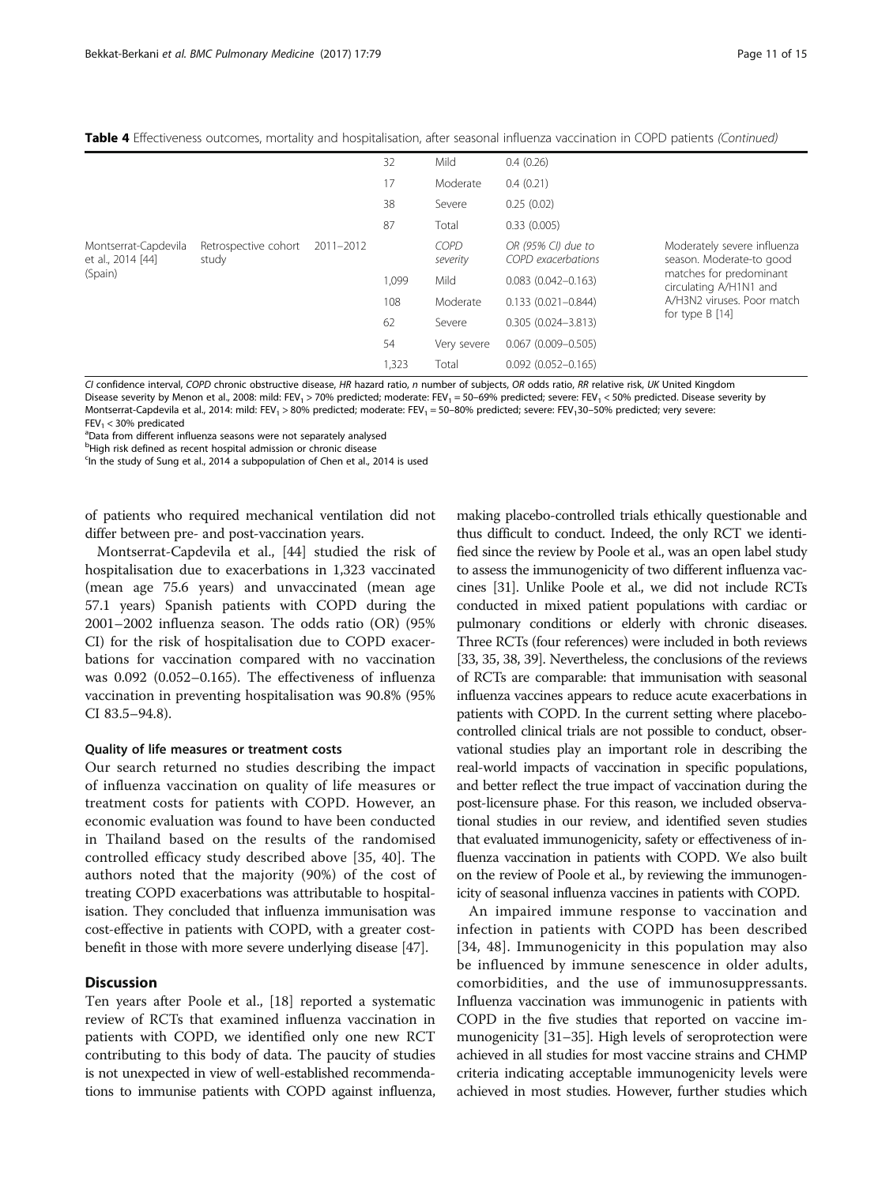**Table 4** Effectiveness outcomes, mortality and hospitalisation, after seasonal influenza vaccination in COPD patients *(Continued)*

| | | | | | | |
|---|---|---|---|---|---|---|
| | | | 32 | Mild | 0.4 (0.26) | |
| | | | 17 | Moderate | 0.4 (0.21) | |
| | | | 38 | Severe | 0.25 (0.02) | |
| | | | 87 | Total | 0.33 (0.005) | |
| Montserrat-Capdevila et al., 2014 [44] (Spain) | Retrospective cohort study | 2011–2012 | | *COPD severity* | *OR (95% CI) due to COPD exacerbations* | Moderately severe influenza season. Moderate-to good matches for predominant circulating A/H1N1 and A/H3N2 viruses. Poor match for type B [14] |
| | | | 1,099 | Mild | 0.083 (0.042–0.163) | |
| | | | 108 | Moderate | 0.133 (0.021–0.844) | |
| | | | 62 | Severe | 0.305 (0.024–3.813) | |
| | | | 54 | Very severe | 0.067 (0.009–0.505) | |
| | | | 1,323 | Total | 0.092 (0.052–0.165) | |

*CI* confidence interval, *COPD* chronic obstructive disease, *HR* hazard ratio, *n* number of subjects, *OR* odds ratio, *RR* relative risk, *UK* United Kingdom
Disease severity by Menon et al., 2008: mild: $FEV_1$ > 70% predicted; moderate: $FEV_1$ = 50–69% predicted; severe: $FEV_1$ < 50% predicted. Disease severity by Montserrat-Capdevila et al., 2014: mild: $FEV_1$ > 80% predicted; moderate: $FEV_1$ = 50–80% predicted; severe: $FEV_1$30–50% predicted; very severe: $FEV_1$ < 30% predicated
[a]Data from different influenza seasons were not separately analysed
[b]High risk defined as recent hospital admission or chronic disease
[c]In the study of Sung et al., 2014 a subpopulation of Chen et al., 2014 is used

of patients who required mechanical ventilation did not differ between pre- and post-vaccination years.

Montserrat-Capdevila et al., [44] studied the risk of hospitalisation due to exacerbations in 1,323 vaccinated (mean age 75.6 years) and unvaccinated (mean age 57.1 years) Spanish patients with COPD during the 2001–2002 influenza season. The odds ratio (OR) (95% CI) for the risk of hospitalisation due to COPD exacerbations for vaccination compared with no vaccination was 0.092 (0.052–0.165). The effectiveness of influenza vaccination in preventing hospitalisation was 90.8% (95% CI 83.5–94.8).

#### Quality of life measures or treatment costs

Our search returned no studies describing the impact of influenza vaccination on quality of life measures or treatment costs for patients with COPD. However, an economic evaluation was found to have been conducted in Thailand based on the results of the randomised controlled efficacy study described above [35, 40]. The authors noted that the majority (90%) of the cost of treating COPD exacerbations was attributable to hospitalisation. They concluded that influenza immunisation was cost-effective in patients with COPD, with a greater cost-benefit in those with more severe underlying disease [47].

## Discussion

Ten years after Poole et al., [18] reported a systematic review of RCTs that examined influenza vaccination in patients with COPD, we identified only one new RCT contributing to this body of data. The paucity of studies is not unexpected in view of well-established recommendations to immunise patients with COPD against influenza, making placebo-controlled trials ethically questionable and thus difficult to conduct. Indeed, the only RCT we identified since the review by Poole et al., was an open label study to assess the immunogenicity of two different influenza vaccines [31]. Unlike Poole et al., we did not include RCTs conducted in mixed patient populations with cardiac or pulmonary conditions or elderly with chronic diseases. Three RCTs (four references) were included in both reviews [33, 35, 38, 39]. Nevertheless, the conclusions of the reviews of RCTs are comparable: that immunisation with seasonal influenza vaccines appears to reduce acute exacerbations in patients with COPD. In the current setting where placebo-controlled clinical trials are not possible to conduct, observational studies play an important role in describing the real-world impacts of vaccination in specific populations, and better reflect the true impact of vaccination during the post-licensure phase. For this reason, we included observational studies in our review, and identified seven studies that evaluated immunogenicity, safety or effectiveness of influenza vaccination in patients with COPD. We also built on the review of Poole et al., by reviewing the immunogenicity of seasonal influenza vaccines in patients with COPD.

An impaired immune response to vaccination and infection in patients with COPD has been described [34, 48]. Immunogenicity in this population may also be influenced by immune senescence in older adults, comorbidities, and the use of immunosuppressants. Influenza vaccination was immunogenic in patients with COPD in the five studies that reported on vaccine immunogenicity [31–35]. High levels of seroprotection were achieved in all studies for most vaccine strains and CHMP criteria indicating acceptable immunogenicity levels were achieved in most studies. However, further studies which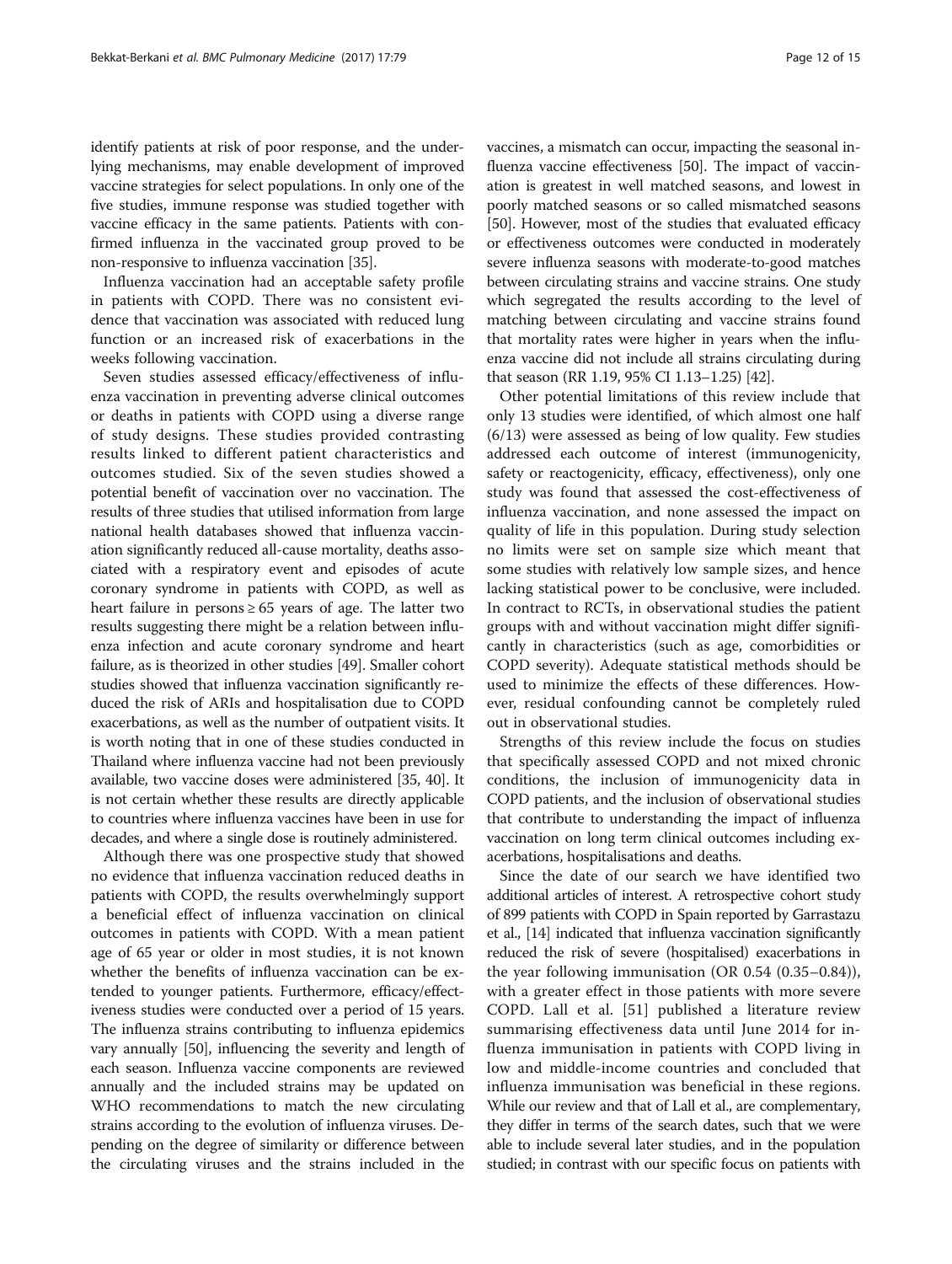identify patients at risk of poor response, and the underlying mechanisms, may enable development of improved vaccine strategies for select populations. In only one of the five studies, immune response was studied together with vaccine efficacy in the same patients. Patients with confirmed influenza in the vaccinated group proved to be non-responsive to influenza vaccination [35].

Influenza vaccination had an acceptable safety profile in patients with COPD. There was no consistent evidence that vaccination was associated with reduced lung function or an increased risk of exacerbations in the weeks following vaccination.

Seven studies assessed efficacy/effectiveness of influenza vaccination in preventing adverse clinical outcomes or deaths in patients with COPD using a diverse range of study designs. These studies provided contrasting results linked to different patient characteristics and outcomes studied. Six of the seven studies showed a potential benefit of vaccination over no vaccination. The results of three studies that utilised information from large national health databases showed that influenza vaccination significantly reduced all-cause mortality, deaths associated with a respiratory event and episodes of acute coronary syndrome in patients with COPD, as well as heart failure in persons ≥ 65 years of age. The latter two results suggesting there might be a relation between influenza infection and acute coronary syndrome and heart failure, as is theorized in other studies [49]. Smaller cohort studies showed that influenza vaccination significantly reduced the risk of ARIs and hospitalisation due to COPD exacerbations, as well as the number of outpatient visits. It is worth noting that in one of these studies conducted in Thailand where influenza vaccine had not been previously available, two vaccine doses were administered [35, 40]. It is not certain whether these results are directly applicable to countries where influenza vaccines have been in use for decades, and where a single dose is routinely administered.

Although there was one prospective study that showed no evidence that influenza vaccination reduced deaths in patients with COPD, the results overwhelmingly support a beneficial effect of influenza vaccination on clinical outcomes in patients with COPD. With a mean patient age of 65 year or older in most studies, it is not known whether the benefits of influenza vaccination can be extended to younger patients. Furthermore, efficacy/effectiveness studies were conducted over a period of 15 years. The influenza strains contributing to influenza epidemics vary annually [50], influencing the severity and length of each season. Influenza vaccine components are reviewed annually and the included strains may be updated on WHO recommendations to match the new circulating strains according to the evolution of influenza viruses. Depending on the degree of similarity or difference between the circulating viruses and the strains included in the vaccines, a mismatch can occur, impacting the seasonal influenza vaccine effectiveness [50]. The impact of vaccination is greatest in well matched seasons, and lowest in poorly matched seasons or so called mismatched seasons [50]. However, most of the studies that evaluated efficacy or effectiveness outcomes were conducted in moderately severe influenza seasons with moderate-to-good matches between circulating strains and vaccine strains. One study which segregated the results according to the level of matching between circulating and vaccine strains found that mortality rates were higher in years when the influenza vaccine did not include all strains circulating during that season (RR 1.19, 95% CI 1.13–1.25) [42].

Other potential limitations of this review include that only 13 studies were identified, of which almost one half (6/13) were assessed as being of low quality. Few studies addressed each outcome of interest (immunogenicity, safety or reactogenicity, efficacy, effectiveness), only one study was found that assessed the cost-effectiveness of influenza vaccination, and none assessed the impact on quality of life in this population. During study selection no limits were set on sample size which meant that some studies with relatively low sample sizes, and hence lacking statistical power to be conclusive, were included. In contract to RCTs, in observational studies the patient groups with and without vaccination might differ significantly in characteristics (such as age, comorbidities or COPD severity). Adequate statistical methods should be used to minimize the effects of these differences. However, residual confounding cannot be completely ruled out in observational studies.

Strengths of this review include the focus on studies that specifically assessed COPD and not mixed chronic conditions, the inclusion of immunogenicity data in COPD patients, and the inclusion of observational studies that contribute to understanding the impact of influenza vaccination on long term clinical outcomes including exacerbations, hospitalisations and deaths.

Since the date of our search we have identified two additional articles of interest. A retrospective cohort study of 899 patients with COPD in Spain reported by Garrastazu et al., [14] indicated that influenza vaccination significantly reduced the risk of severe (hospitalised) exacerbations in the year following immunisation (OR 0.54 (0.35–0.84)), with a greater effect in those patients with more severe COPD. Lall et al. [51] published a literature review summarising effectiveness data until June 2014 for influenza immunisation in patients with COPD living in low and middle-income countries and concluded that influenza immunisation was beneficial in these regions. While our review and that of Lall et al., are complementary, they differ in terms of the search dates, such that we were able to include several later studies, and in the population studied; in contrast with our specific focus on patients with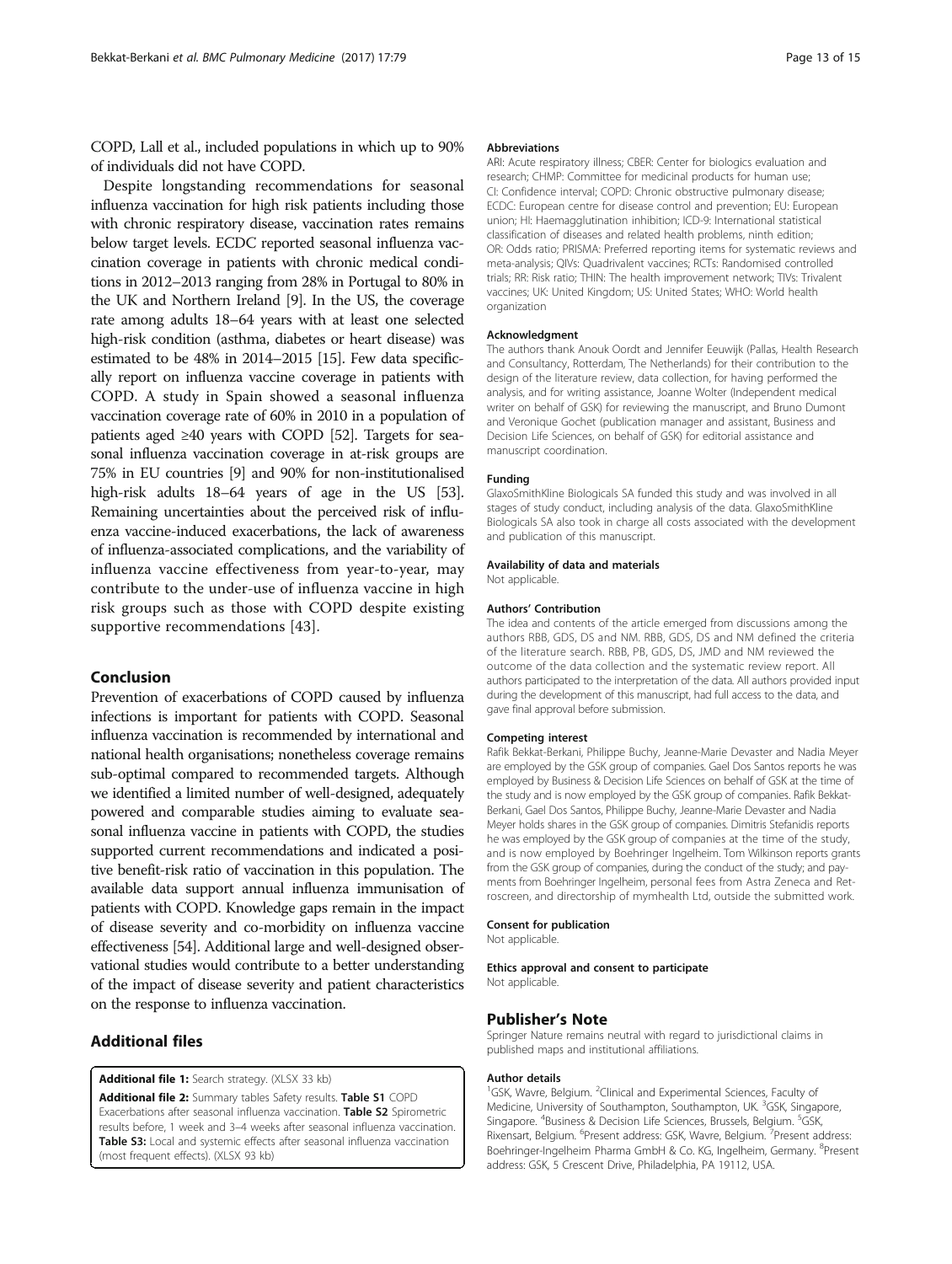COPD, Lall et al., included populations in which up to 90% of individuals did not have COPD.

Despite longstanding recommendations for seasonal influenza vaccination for high risk patients including those with chronic respiratory disease, vaccination rates remains below target levels. ECDC reported seasonal influenza vaccination coverage in patients with chronic medical conditions in 2012–2013 ranging from 28% in Portugal to 80% in the UK and Northern Ireland [9]. In the US, the coverage rate among adults 18–64 years with at least one selected high-risk condition (asthma, diabetes or heart disease) was estimated to be 48% in 2014–2015 [15]. Few data specifically report on influenza vaccine coverage in patients with COPD. A study in Spain showed a seasonal influenza vaccination coverage rate of 60% in 2010 in a population of patients aged ≥40 years with COPD [52]. Targets for seasonal influenza vaccination coverage in at-risk groups are 75% in EU countries [9] and 90% for non-institutionalised high-risk adults 18–64 years of age in the US [53]. Remaining uncertainties about the perceived risk of influenza vaccine-induced exacerbations, the lack of awareness of influenza-associated complications, and the variability of influenza vaccine effectiveness from year-to-year, may contribute to the under-use of influenza vaccine in high risk groups such as those with COPD despite existing supportive recommendations [43].

## Conclusion

Prevention of exacerbations of COPD caused by influenza infections is important for patients with COPD. Seasonal influenza vaccination is recommended by international and national health organisations; nonetheless coverage remains sub-optimal compared to recommended targets. Although we identified a limited number of well-designed, adequately powered and comparable studies aiming to evaluate seasonal influenza vaccine in patients with COPD, the studies supported current recommendations and indicated a positive benefit-risk ratio of vaccination in this population. The available data support annual influenza immunisation of patients with COPD. Knowledge gaps remain in the impact of disease severity and co-morbidity on influenza vaccine effectiveness [54]. Additional large and well-designed observational studies would contribute to a better understanding of the impact of disease severity and patient characteristics on the response to influenza vaccination.

## Additional files

**Additional file 1:** Search strategy. (XLSX 33 kb)

**Additional file 2:** Summary tables Safety results. **Table S1** COPD Exacerbations after seasonal influenza vaccination. **Table S2** Spirometric results before, 1 week and 3–4 weeks after seasonal influenza vaccination. **Table S3:** Local and systemic effects after seasonal influenza vaccination (most frequent effects). (XLSX 93 kb)

#### Abbreviations

ARI: Acute respiratory illness; CBER: Center for biologics evaluation and research; CHMP: Committee for medicinal products for human use; CI: Confidence interval; COPD: Chronic obstructive pulmonary disease; ECDC: European centre for disease control and prevention; EU: European union; HI: Haemagglutination inhibition; ICD-9: International statistical classification of diseases and related health problems, ninth edition; OR: Odds ratio; PRISMA: Preferred reporting items for systematic reviews and meta-analysis; QIVs: Quadrivalent vaccines; RCTs: Randomised controlled trials; RR: Risk ratio; THIN: The health improvement network; TIVs: Trivalent vaccines; UK: United Kingdom; US: United States; WHO: World health organization

#### Acknowledgment

The authors thank Anouk Oordt and Jennifer Eeuwijk (Pallas, Health Research and Consultancy, Rotterdam, The Netherlands) for their contribution to the design of the literature review, data collection, for having performed the analysis, and for writing assistance, Joanne Wolter (Independent medical writer on behalf of GSK) for reviewing the manuscript, and Bruno Dumont and Veronique Gochet (publication manager and assistant, Business and Decision Life Sciences, on behalf of GSK) for editorial assistance and manuscript coordination.

#### Funding

GlaxoSmithKline Biologicals SA funded this study and was involved in all stages of study conduct, including analysis of the data. GlaxoSmithKline Biologicals SA also took in charge all costs associated with the development and publication of this manuscript.

#### Availability of data and materials

Not applicable.

#### Authors' Contribution

The idea and contents of the article emerged from discussions among the authors RBB, GDS, DS and NM. RBB, GDS, DS and NM defined the criteria of the literature search. RBB, PB, GDS, DS, JMD and NM reviewed the outcome of the data collection and the systematic review report. All authors participated to the interpretation of the data. All authors provided input during the development of this manuscript, had full access to the data, and gave final approval before submission.

#### Competing interest

Rafik Bekkat-Berkani, Philippe Buchy, Jeanne-Marie Devaster and Nadia Meyer are employed by the GSK group of companies. Gael Dos Santos reports he was employed by Business & Decision Life Sciences on behalf of GSK at the time of the study and is now employed by the GSK group of companies. Rafik Bekkat-Berkani, Gael Dos Santos, Philippe Buchy, Jeanne-Marie Devaster and Nadia Meyer holds shares in the GSK group of companies. Dimitris Stefanidis reports he was employed by the GSK group of companies at the time of the study, and is now employed by Boehringer Ingelheim. Tom Wilkinson reports grants from the GSK group of companies, during the conduct of the study; and payments from Boehringer Ingelheim, personal fees from Astra Zeneca and Retroscreen, and directorship of mymhealth Ltd, outside the submitted work.

#### Consent for publication

Not applicable.

#### Ethics approval and consent to participate

Not applicable.

## Publisher's Note

Springer Nature remains neutral with regard to jurisdictional claims in published maps and institutional affiliations.

#### Author details

[1]GSK, Wavre, Belgium. [2]Clinical and Experimental Sciences, Faculty of Medicine, University of Southampton, Southampton, UK. [3]GSK, Singapore, Singapore. [4]Business & Decision Life Sciences, Brussels, Belgium. [5]GSK, Rixensart, Belgium. [6]Present address: GSK, Wavre, Belgium. [7]Present address: Boehringer-Ingelheim Pharma GmbH & Co. KG, Ingelheim, Germany. [8]Present address: GSK, 5 Crescent Drive, Philadelphia, PA 19112, USA.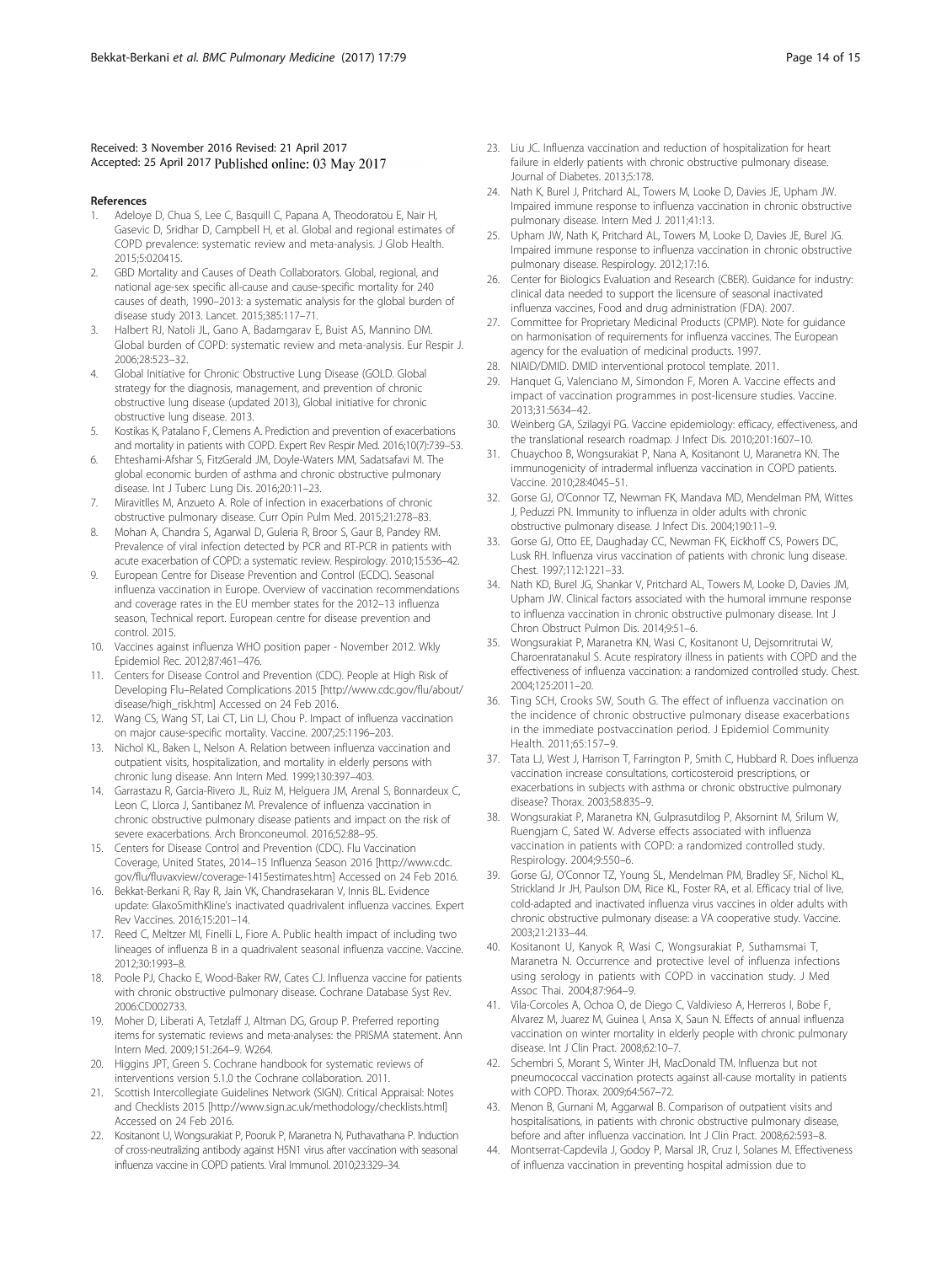Received: 3 November 2016 Revised: 21 April 2017
Accepted: 25 April 2017 Published online: 03 May 2017

## References

1. Adeloye D, Chua S, Lee C, Basquill C, Papana A, Theodoratou E, Nair H, Gasevic D, Sridhar D, Campbell H, et al. Global and regional estimates of COPD prevalence: systematic review and meta-analysis. J Glob Health. 2015;5:020415.
2. GBD Mortality and Causes of Death Collaborators. Global, regional, and national age-sex specific all-cause and cause-specific mortality for 240 causes of death, 1990–2013: a systematic analysis for the global burden of disease study 2013. Lancet. 2015;385:117–71.
3. Halbert RJ, Natoli JL, Gano A, Badamgarav E, Buist AS, Mannino DM. Global burden of COPD: systematic review and meta-analysis. Eur Respir J. 2006;28:523–32.
4. Global Initiative for Chronic Obstructive Lung Disease (GOLD. Global strategy for the diagnosis, management, and prevention of chronic obstructive lung disease (updated 2013), Global initiative for chronic obstructive lung disease. 2013.
5. Kostikas K, Patalano F, Clemens A. Prediction and prevention of exacerbations and mortality in patients with COPD. Expert Rev Respir Med. 2016;10(7):739–53.
6. Ehteshami-Afshar S, FitzGerald JM, Doyle-Waters MM, Sadatsafavi M. The global economic burden of asthma and chronic obstructive pulmonary disease. Int J Tuberc Lung Dis. 2016;20:11–23.
7. Miravitlles M, Anzueto A. Role of infection in exacerbations of chronic obstructive pulmonary disease. Curr Opin Pulm Med. 2015;21:278–83.
8. Mohan A, Chandra S, Agarwal D, Guleria R, Broor S, Gaur B, Pandey RM. Prevalence of viral infection detected by PCR and RT-PCR in patients with acute exacerbation of COPD: a systematic review. Respirology. 2010;15:536–42.
9. European Centre for Disease Prevention and Control (ECDC). Seasonal influenza vaccination in Europe. Overview of vaccination recommendations and coverage rates in the EU member states for the 2012–13 influenza season, Technical report. European centre for disease prevention and control. 2015.
10. Vaccines against influenza WHO position paper - November 2012. Wkly Epidemiol Rec. 2012;87:461–476.
11. Centers for Disease Control and Prevention (CDC). People at High Risk of Developing Flu–Related Complications 2015 [http://www.cdc.gov/flu/about/disease/high_risk.htm] Accessed on 24 Feb 2016.
12. Wang CS, Wang ST, Lai CT, Lin LJ, Chou P. Impact of influenza vaccination on major cause-specific mortality. Vaccine. 2007;25:1196–203.
13. Nichol KL, Baken L, Nelson A. Relation between influenza vaccination and outpatient visits, hospitalization, and mortality in elderly persons with chronic lung disease. Ann Intern Med. 1999;130:397–403.
14. Garrastazu R, Garcia-Rivero JL, Ruiz M, Helguera JM, Arenal S, Bonnardeux C, Leon C, Llorca J, Santibanez M. Prevalence of influenza vaccination in chronic obstructive pulmonary disease patients and impact on the risk of severe exacerbations. Arch Bronconeumol. 2016;52:88–95.
15. Centers for Disease Control and Prevention (CDC). Flu Vaccination Coverage, United States, 2014–15 Influenza Season 2016 [http://www.cdc.gov/flu/fluvaxview/coverage-1415estimates.htm] Accessed on 24 Feb 2016.
16. Bekkat-Berkani R, Ray R, Jain VK, Chandrasekaran V, Innis BL. Evidence update: GlaxoSmithKline's inactivated quadrivalent influenza vaccines. Expert Rev Vaccines. 2016;15:201–14.
17. Reed C, Meltzer MI, Finelli L, Fiore A. Public health impact of including two lineages of influenza B in a quadrivalent seasonal influenza vaccine. Vaccine. 2012;30:1993–8.
18. Poole PJ, Chacko E, Wood-Baker RW, Cates CJ. Influenza vaccine for patients with chronic obstructive pulmonary disease. Cochrane Database Syst Rev. 2006:CD002733.
19. Moher D, Liberati A, Tetzlaff J, Altman DG, Group P. Preferred reporting items for systematic reviews and meta-analyses: the PRISMA statement. Ann Intern Med. 2009;151:264–9. W264.
20. Higgins JPT, Green S. Cochrane handbook for systematic reviews of interventions version 5.1.0 the Cochrane collaboration. 2011.
21. Scottish Intercollegiate Guidelines Network (SIGN). Critical Appraisal: Notes and Checklists 2015 [http://www.sign.ac.uk/methodology/checklists.html] Accessed on 24 Feb 2016.
22. Kositanont U, Wongsurakiat P, Pooruk P, Maranetra N, Puthavathana P. Induction of cross-neutralizing antibody against H5N1 virus after vaccination with seasonal influenza vaccine in COPD patients. Viral Immunol. 2010;23:329–34.
23. Liu JC. Influenza vaccination and reduction of hospitalization for heart failure in elderly patients with chronic obstructive pulmonary disease. Journal of Diabetes. 2013;5:178.
24. Nath K, Burel J, Pritchard AL, Towers M, Looke D, Davies JE, Upham JW. Impaired immune response to influenza vaccination in chronic obstructive pulmonary disease. Intern Med J. 2011;41:13.
25. Upham JW, Nath K, Pritchard AL, Towers M, Looke D, Davies JE, Burel JG. Impaired immune response to influenza vaccination in chronic obstructive pulmonary disease. Respirology. 2012;17:16.
26. Center for Biologics Evaluation and Research (CBER). Guidance for industry: clinical data needed to support the licensure of seasonal inactivated influenza vaccines, Food and drug administration (FDA). 2007.
27. Committee for Proprietary Medicinal Products (CPMP). Note for guidance on harmonisation of requirements for influenza vaccines. The European agency for the evaluation of medicinal products. 1997.
28. NIAID/DMID. DMID interventional protocol template. 2011.
29. Hanquet G, Valenciano M, Simondon F, Moren A. Vaccine effects and impact of vaccination programmes in post-licensure studies. Vaccine. 2013;31:5634–42.
30. Weinberg GA, Szilagyi PG. Vaccine epidemiology: efficacy, effectiveness, and the translational research roadmap. J Infect Dis. 2010;201:1607–10.
31. Chuaychoo B, Wongsurakiat P, Nana A, Kositanont U, Maranetra KN. The immunogenicity of intradermal influenza vaccination in COPD patients. Vaccine. 2010;28:4045–51.
32. Gorse GJ, O'Connor TZ, Newman FK, Mandava MD, Mendelman PM, Wittes J, Peduzzi PN. Immunity to influenza in older adults with chronic obstructive pulmonary disease. J Infect Dis. 2004;190:11–9.
33. Gorse GJ, Otto EE, Daughaday CC, Newman FK, Eickhoff CS, Powers DC, Lusk RH. Influenza virus vaccination of patients with chronic lung disease. Chest. 1997;112:1221–33.
34. Nath KD, Burel JG, Shankar V, Pritchard AL, Towers M, Looke D, Davies JM, Upham JW. Clinical factors associated with the humoral immune response to influenza vaccination in chronic obstructive pulmonary disease. Int J Chron Obstruct Pulmon Dis. 2014;9:51–6.
35. Wongsurakiat P, Maranetra KN, Wasi C, Kositanont U, Dejsomritrutai W, Charoenratanakul S. Acute respiratory illness in patients with COPD and the effectiveness of influenza vaccination: a randomized controlled study. Chest. 2004;125:2011–20.
36. Ting SCH, Crooks SW, South G. The effect of influenza vaccination on the incidence of chronic obstructive pulmonary disease exacerbations in the immediate postvaccination period. J Epidemiol Community Health. 2011;65:157–9.
37. Tata LJ, West J, Harrison T, Farrington P, Smith C, Hubbard R. Does influenza vaccination increase consultations, corticosteroid prescriptions, or exacerbations in subjects with asthma or chronic obstructive pulmonary disease? Thorax. 2003;58:835–9.
38. Wongsurakiat P, Maranetra KN, Gulprasutdilog P, Aksornint M, Srilum W, Ruengjam C, Sated W. Adverse effects associated with influenza vaccination in patients with COPD: a randomized controlled study. Respirology. 2004;9:550–6.
39. Gorse GJ, O'Connor TZ, Young SL, Mendelman PM, Bradley SF, Nichol KL, Strickland Jr JH, Paulson DM, Rice KL, Foster RA, et al. Efficacy trial of live, cold-adapted and inactivated influenza virus vaccines in older adults with chronic obstructive pulmonary disease: a VA cooperative study. Vaccine. 2003;21:2133–44.
40. Kositanont U, Kanyok R, Wasi C, Wongsurakiat P, Suthamsmai T, Maranetra N. Occurrence and protective level of influenza infections using serology in patients with COPD in vaccination study. J Med Assoc Thai. 2004;87:964–9.
41. Vila-Corcoles A, Ochoa O, de Diego C, Valdivieso A, Herreros I, Bobe F, Alvarez M, Juarez M, Guinea I, Ansa X, Saun N. Effects of annual influenza vaccination on winter mortality in elderly people with chronic pulmonary disease. Int J Clin Pract. 2008;62:10–7.
42. Schembri S, Morant S, Winter JH, MacDonald TM. Influenza but not pneumococcal vaccination protects against all-cause mortality in patients with COPD. Thorax. 2009;64:567–72.
43. Menon B, Gurnani M, Aggarwal B. Comparison of outpatient visits and hospitalisations, in patients with chronic obstructive pulmonary disease, before and after influenza vaccination. Int J Clin Pract. 2008;62:593–8.
44. Montserrat-Capdevila J, Godoy P, Marsal JR, Cruz I, Solanes M. Effectiveness of influenza vaccination in preventing hospital admission due to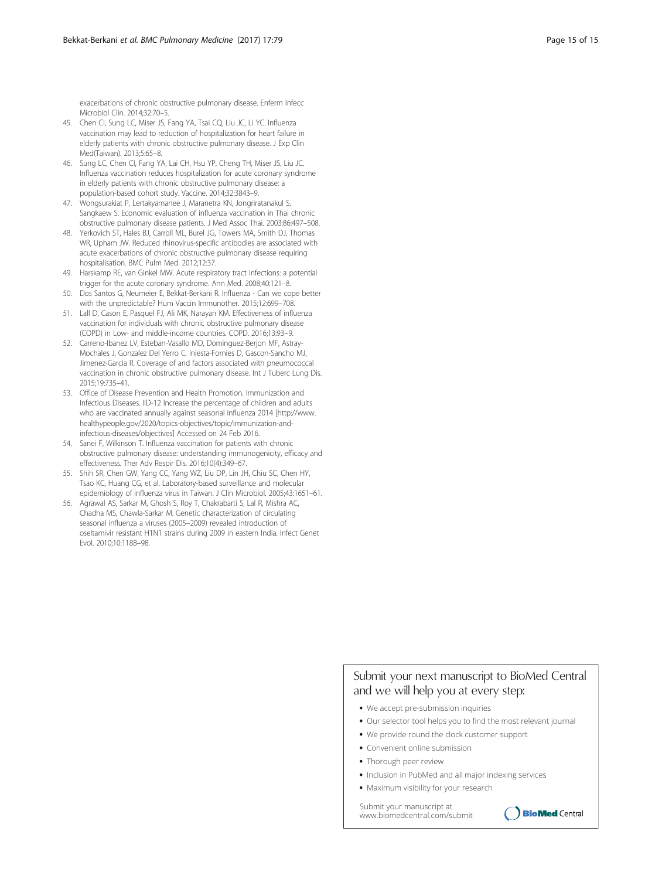exacerbations of chronic obstructive pulmonary disease. Enferm Infecc Microbiol Clin. 2014;32:70–5.

45. Chen CI, Sung LC, Miser JS, Fang YA, Tsai CQ, Liu JC, Li YC. Influenza vaccination may lead to reduction of hospitalization for heart failure in elderly patients with chronic obstructive pulmonary disease. J Exp Clin Med(Taiwan). 2013;5:65–8.
46. Sung LC, Chen CI, Fang YA, Lai CH, Hsu YP, Cheng TH, Miser JS, Liu JC. Influenza vaccination reduces hospitalization for acute coronary syndrome in elderly patients with chronic obstructive pulmonary disease: a population-based cohort study. Vaccine. 2014;32:3843–9.
47. Wongsurakiat P, Lertakyamanee J, Maranetra KN, Jongriratanakul S, Sangkaew S. Economic evaluation of influenza vaccination in Thai chronic obstructive pulmonary disease patients. J Med Assoc Thai. 2003;86:497–508.
48. Yerkovich ST, Hales BJ, Carroll ML, Burel JG, Towers MA, Smith DJ, Thomas WR, Upham JW. Reduced rhinovirus-specific antibodies are associated with acute exacerbations of chronic obstructive pulmonary disease requiring hospitalisation. BMC Pulm Med. 2012;12:37.
49. Harskamp RE, van Ginkel MW. Acute respiratory tract infections: a potential trigger for the acute coronary syndrome. Ann Med. 2008;40:121–8.
50. Dos Santos G, Neumeier E, Bekkat-Berkani R. Influenza - Can we cope better with the unpredictable? Hum Vaccin Immunother. 2015;12:699–708.
51. Lall D, Cason E, Pasquel FJ, Ali MK, Narayan KM. Effectiveness of influenza vaccination for individuals with chronic obstructive pulmonary disease (COPD) in Low- and middle-income countries. COPD. 2016;13:93–9.
52. Carreno-Ibanez LV, Esteban-Vasallo MD, Dominguez-Berjon MF, Astray-Mochales J, Gonzalez Del Yerro C, Iniesta-Fornies D, Gascon-Sancho MJ, Jimenez-Garcia R. Coverage of and factors associated with pneumococcal vaccination in chronic obstructive pulmonary disease. Int J Tuberc Lung Dis. 2015;19:735–41.
53. Office of Disease Prevention and Health Promotion. Immunization and Infectious Diseases. IID-12 Increase the percentage of children and adults who are vaccinated annually against seasonal influenza 2014 [http://www.healthypeople.gov/2020/topics-objectives/topic/immunization-and-infectious-diseases/objectives] Accessed on 24 Feb 2016.
54. Sanei F, Wilkinson T. Influenza vaccination for patients with chronic obstructive pulmonary disease: understanding immunogenicity, efficacy and effectiveness. Ther Adv Respir Dis. 2016;10(4):349–67.
55. Shih SR, Chen GW, Yang CC, Yang WZ, Liu DP, Lin JH, Chiu SC, Chen HY, Tsao KC, Huang CG, et al. Laboratory-based surveillance and molecular epidemiology of influenza virus in Taiwan. J Clin Microbiol. 2005;43:1651–61.
56. Agrawal AS, Sarkar M, Ghosh S, Roy T, Chakrabarti S, Lal R, Mishra AC, Chadha MS, Chawla-Sarkar M. Genetic characterization of circulating seasonal influenza a viruses (2005–2009) revealed introduction of oseltamivir resistant H1N1 strains during 2009 in eastern India. Infect Genet Evol. 2010;10:1188–98.

Submit your next manuscript to BioMed Central and we will help you at every step:

- We accept pre-submission inquiries
- Our selector tool helps you to find the most relevant journal
- We provide round the clock customer support
- Convenient online submission
- Thorough peer review
- Inclusion in PubMed and all major indexing services
- Maximum visibility for your research

Submit your manuscript at www.biomedcentral.com/submit

BioMed Central